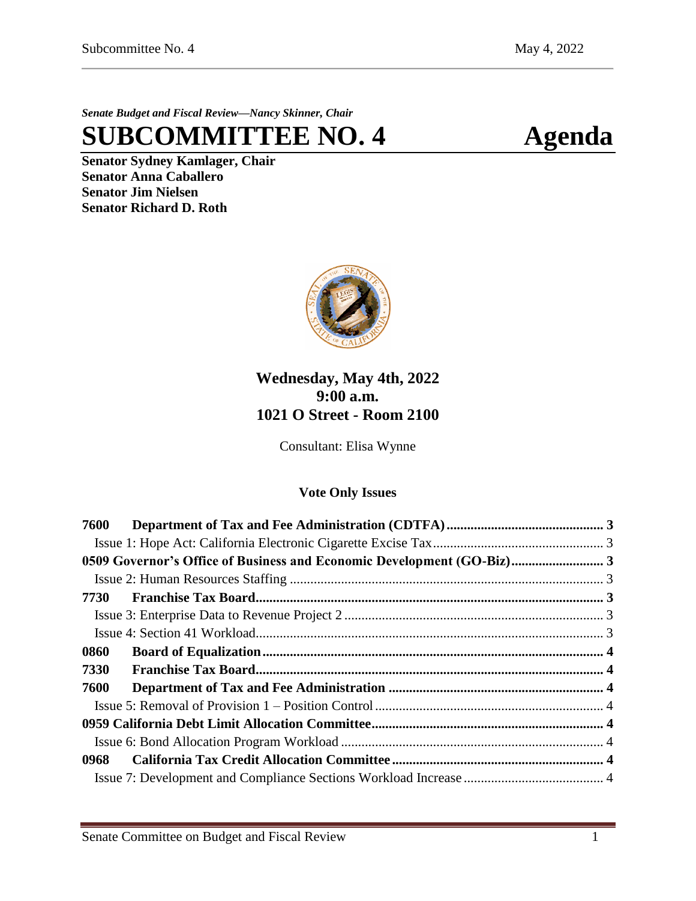*Senate Budget and Fiscal Review—Nancy Skinner, Chair*

# SUBCOMMITTEE NO. 4 Agenda

**Senator Sydney Kamlager, Chair**
**Senator Anna Caballero**
**Senator Jim Nielsen**
**Senator Richard D. Roth**

## Wednesday, May 4th, 2022
## 9:00 a.m.
## 1021 O Street - Room 2100

Consultant: Elisa Wynne

### Vote Only Issues

**7600 Department of Tax and Fee Administration (CDTFA)** .......... 3
- Issue 1: Hope Act: California Electronic Cigarette Excise Tax .......... 3

**0509 Governor's Office of Business and Economic Development (GO-Biz)** .......... 3
- Issue 2: Human Resources Staffing .......... 3

**7730 Franchise Tax Board** .......... 3
- Issue 3: Enterprise Data to Revenue Project 2 .......... 3
- Issue 4: Section 41 Workload .......... 3

**0860 Board of Equalization** .......... 4

**7330 Franchise Tax Board** .......... 4

**7600 Department of Tax and Fee Administration** .......... 4
- Issue 5: Removal of Provision 1 – Position Control .......... 4

**0959 California Debt Limit Allocation Committee** .......... 4
- Issue 6: Bond Allocation Program Workload .......... 4

**0968 California Tax Credit Allocation Committee** .......... 4
- Issue 7: Development and Compliance Sections Workload Increase .......... 4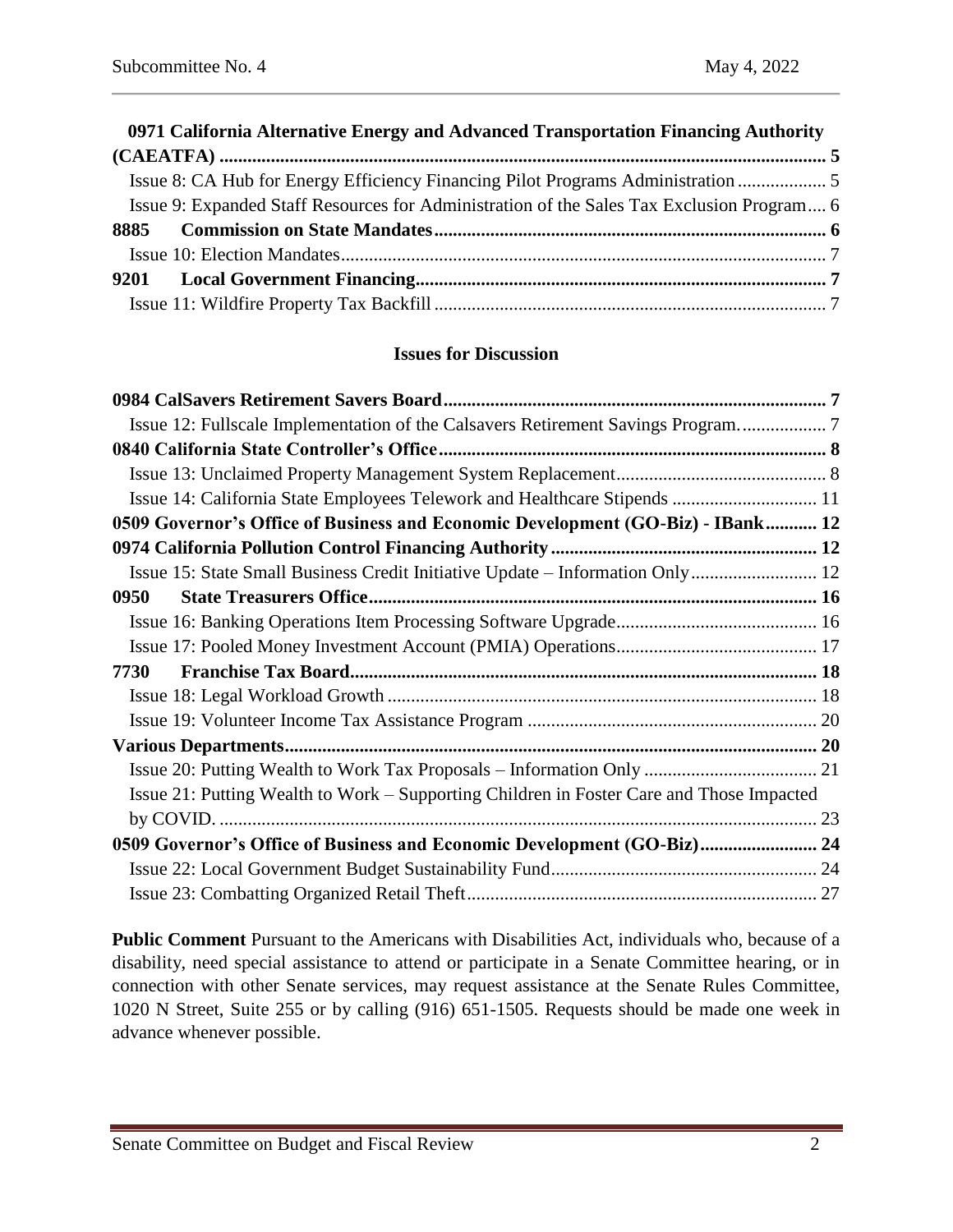**0971 California Alternative Energy and Advanced Transportation Financing Authority (CAEATFA)** ........ 5

Issue 8: CA Hub for Energy Efficiency Financing Pilot Programs Administration ........ 5

Issue 9: Expanded Staff Resources for Administration of the Sales Tax Exclusion Program.... 6

**8885 Commission on State Mandates** ........ 6

Issue 10: Election Mandates ........ 7

**9201 Local Government Financing** ........ 7

Issue 11: Wildfire Property Tax Backfill ........ 7

### Issues for Discussion

**0984 CalSavers Retirement Savers Board** ........ 7

Issue 12: Fullscale Implementation of the Calsavers Retirement Savings Program. ........ 7

**0840 California State Controller's Office** ........ 8

Issue 13: Unclaimed Property Management System Replacement ........ 8

Issue 14: California State Employees Telework and Healthcare Stipends ........ 11

**0509 Governor's Office of Business and Economic Development (GO-Biz) - IBank** ........ 12

**0974 California Pollution Control Financing Authority** ........ 12

Issue 15: State Small Business Credit Initiative Update – Information Only ........ 12

**0950 State Treasurers Office** ........ 16

Issue 16: Banking Operations Item Processing Software Upgrade ........ 16

Issue 17: Pooled Money Investment Account (PMIA) Operations ........ 17

**7730 Franchise Tax Board** ........ 18

Issue 18: Legal Workload Growth ........ 18

Issue 19: Volunteer Income Tax Assistance Program ........ 20

**Various Departments** ........ 20

Issue 20: Putting Wealth to Work Tax Proposals – Information Only ........ 21

Issue 21: Putting Wealth to Work – Supporting Children in Foster Care and Those Impacted by COVID. ........ 23

**0509 Governor's Office of Business and Economic Development (GO-Biz)** ........ 24

Issue 22: Local Government Budget Sustainability Fund ........ 24

Issue 23: Combatting Organized Retail Theft ........ 27

**Public Comment** Pursuant to the Americans with Disabilities Act, individuals who, because of a disability, need special assistance to attend or participate in a Senate Committee hearing, or in connection with other Senate services, may request assistance at the Senate Rules Committee, 1020 N Street, Suite 255 or by calling (916) 651-1505. Requests should be made one week in advance whenever possible.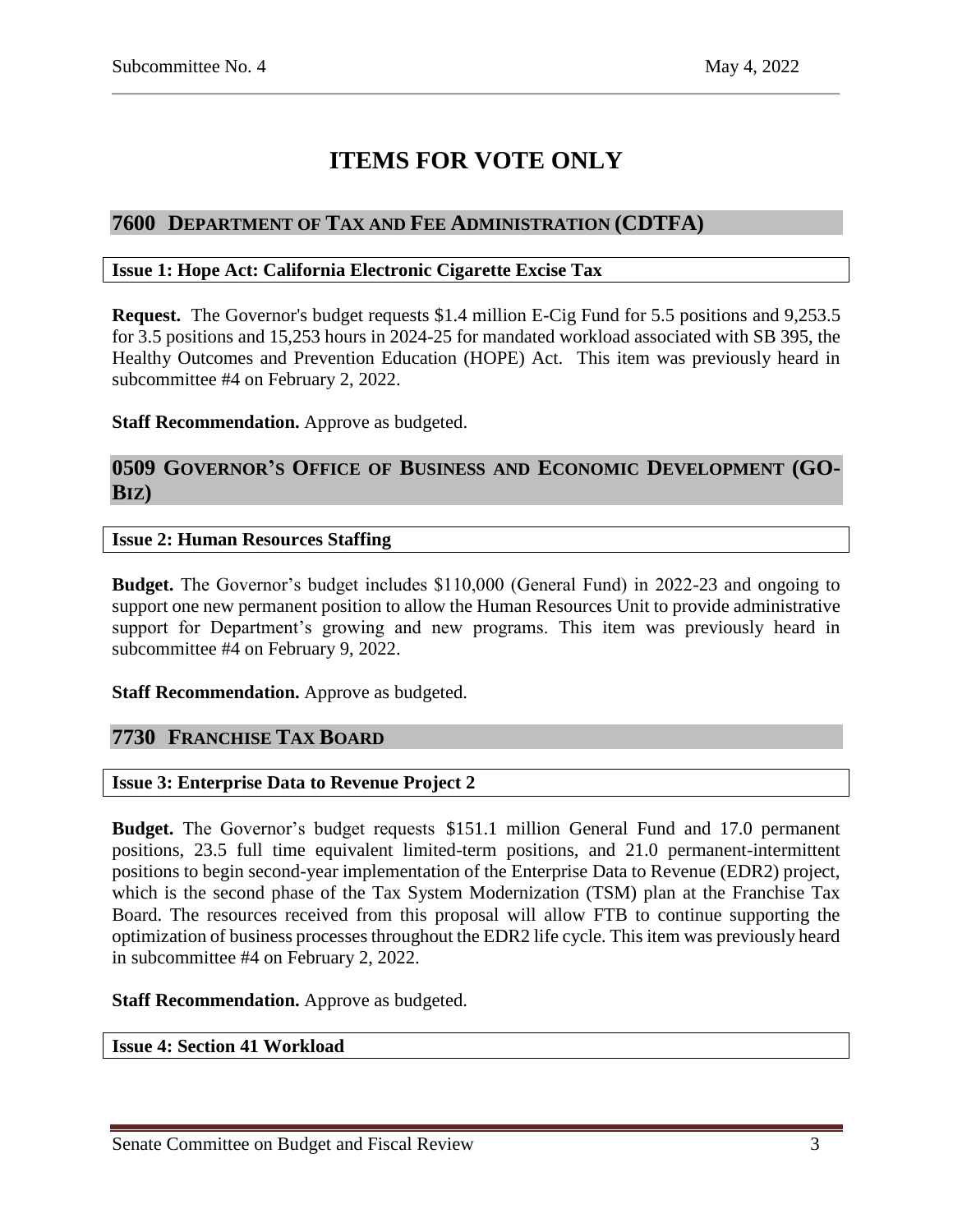# ITEMS FOR VOTE ONLY

## 7600 DEPARTMENT OF TAX AND FEE ADMINISTRATION (CDTFA)

### Issue 1: Hope Act: California Electronic Cigarette Excise Tax

**Request.** The Governor's budget requests $1.4 million E-Cig Fund for 5.5 positions and 9,253.5 for 3.5 positions and 15,253 hours in 2024-25 for mandated workload associated with SB 395, the Healthy Outcomes and Prevention Education (HOPE) Act. This item was previously heard in subcommittee #4 on February 2, 2022.

**Staff Recommendation.** Approve as budgeted.

## 0509 GOVERNOR'S OFFICE OF BUSINESS AND ECONOMIC DEVELOPMENT (GO-BIZ)

### Issue 2: Human Resources Staffing

**Budget.** The Governor's budget includes $110,000 (General Fund) in 2022-23 and ongoing to support one new permanent position to allow the Human Resources Unit to provide administrative support for Department's growing and new programs. This item was previously heard in subcommittee #4 on February 9, 2022.

**Staff Recommendation.** Approve as budgeted.

## 7730 FRANCHISE TAX BOARD

### Issue 3: Enterprise Data to Revenue Project 2

**Budget.** The Governor's budget requests $151.1 million General Fund and 17.0 permanent positions, 23.5 full time equivalent limited-term positions, and 21.0 permanent-intermittent positions to begin second-year implementation of the Enterprise Data to Revenue (EDR2) project, which is the second phase of the Tax System Modernization (TSM) plan at the Franchise Tax Board. The resources received from this proposal will allow FTB to continue supporting the optimization of business processes throughout the EDR2 life cycle. This item was previously heard in subcommittee #4 on February 2, 2022.

**Staff Recommendation.** Approve as budgeted.

### Issue 4: Section 41 Workload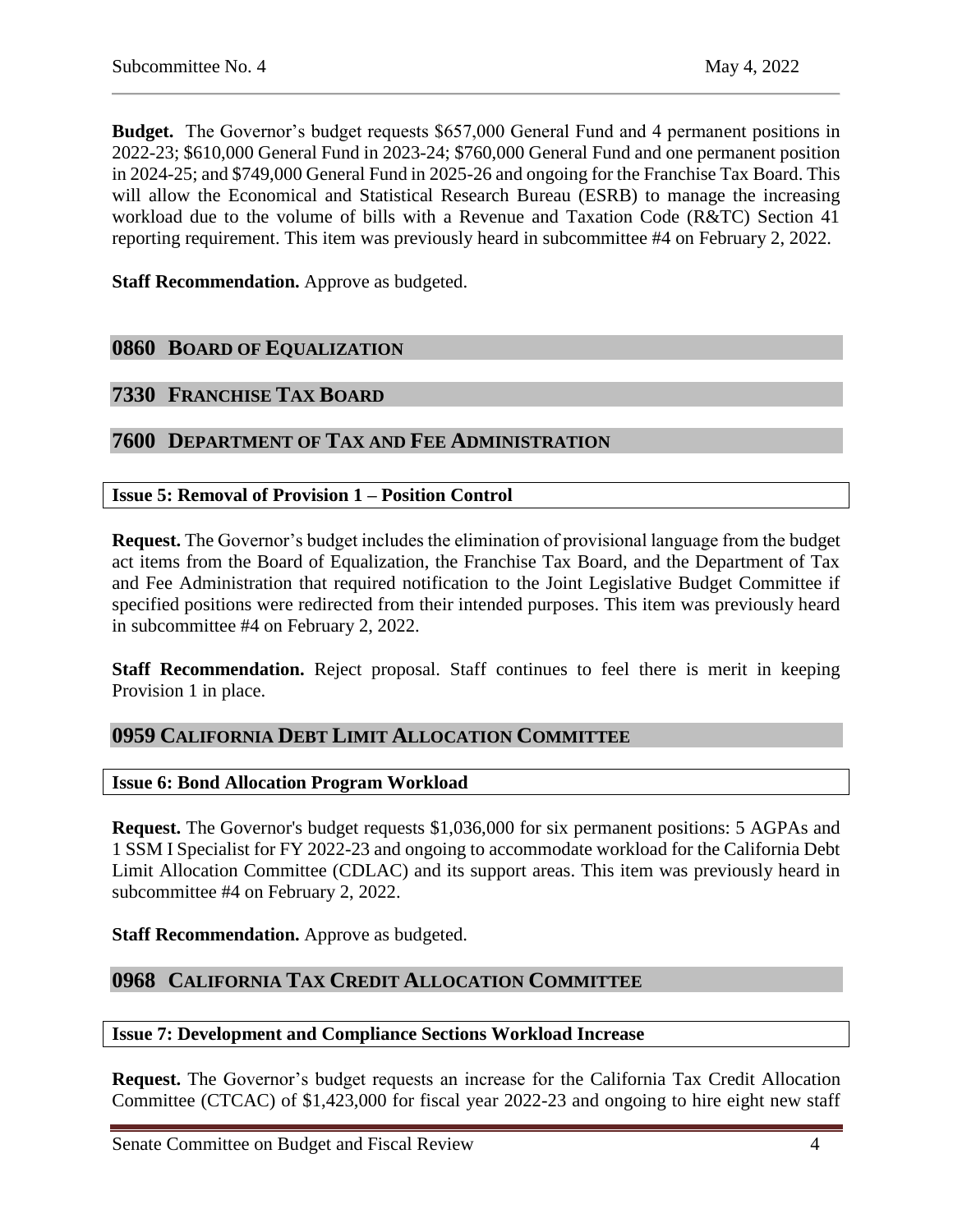**Budget.** The Governor's budget requests $657,000 General Fund and 4 permanent positions in 2022-23; $610,000 General Fund in 2023-24; $760,000 General Fund and one permanent position in 2024-25; and $749,000 General Fund in 2025-26 and ongoing for the Franchise Tax Board. This will allow the Economical and Statistical Research Bureau (ESRB) to manage the increasing workload due to the volume of bills with a Revenue and Taxation Code (R&TC) Section 41 reporting requirement. This item was previously heard in subcommittee #4 on February 2, 2022.

**Staff Recommendation.** Approve as budgeted.

## 0860 BOARD OF EQUALIZATION

## 7330 FRANCHISE TAX BOARD

## 7600 DEPARTMENT OF TAX AND FEE ADMINISTRATION

### Issue 5: Removal of Provision 1 – Position Control

**Request.** The Governor's budget includes the elimination of provisional language from the budget act items from the Board of Equalization, the Franchise Tax Board, and the Department of Tax and Fee Administration that required notification to the Joint Legislative Budget Committee if specified positions were redirected from their intended purposes. This item was previously heard in subcommittee #4 on February 2, 2022.

**Staff Recommendation.** Reject proposal. Staff continues to feel there is merit in keeping Provision 1 in place.

## 0959 CALIFORNIA DEBT LIMIT ALLOCATION COMMITTEE

### Issue 6: Bond Allocation Program Workload

**Request.** The Governor's budget requests $1,036,000 for six permanent positions: 5 AGPAs and 1 SSM I Specialist for FY 2022-23 and ongoing to accommodate workload for the California Debt Limit Allocation Committee (CDLAC) and its support areas. This item was previously heard in subcommittee #4 on February 2, 2022.

**Staff Recommendation.** Approve as budgeted.

## 0968 CALIFORNIA TAX CREDIT ALLOCATION COMMITTEE

### Issue 7: Development and Compliance Sections Workload Increase

**Request.** The Governor's budget requests an increase for the California Tax Credit Allocation Committee (CTCAC) of $1,423,000 for fiscal year 2022-23 and ongoing to hire eight new staff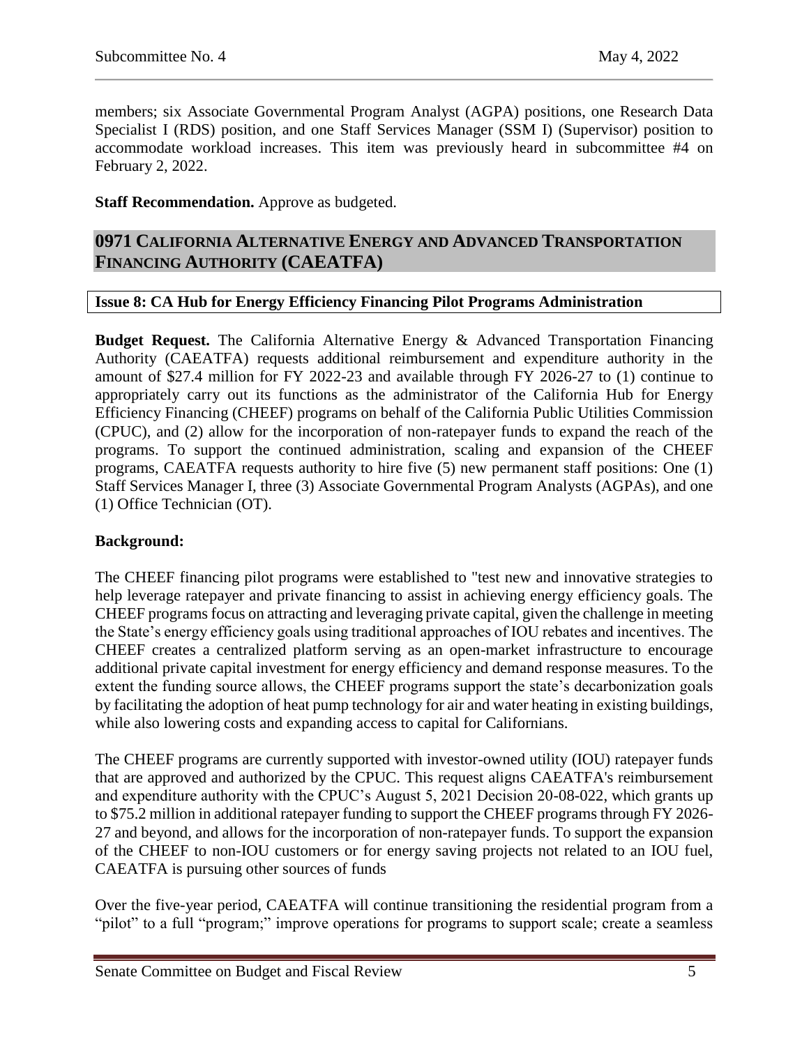members; six Associate Governmental Program Analyst (AGPA) positions, one Research Data Specialist I (RDS) position, and one Staff Services Manager (SSM I) (Supervisor) position to accommodate workload increases. This item was previously heard in subcommittee #4 on February 2, 2022.

**Staff Recommendation.** Approve as budgeted.

## 0971 California Alternative Energy and Advanced Transportation Financing Authority (CAEATFA)

### Issue 8: CA Hub for Energy Efficiency Financing Pilot Programs Administration

**Budget Request.** The California Alternative Energy & Advanced Transportation Financing Authority (CAEATFA) requests additional reimbursement and expenditure authority in the amount of $27.4 million for FY 2022-23 and available through FY 2026-27 to (1) continue to appropriately carry out its functions as the administrator of the California Hub for Energy Efficiency Financing (CHEEF) programs on behalf of the California Public Utilities Commission (CPUC), and (2) allow for the incorporation of non-ratepayer funds to expand the reach of the programs. To support the continued administration, scaling and expansion of the CHEEF programs, CAEATFA requests authority to hire five (5) new permanent staff positions: One (1) Staff Services Manager I, three (3) Associate Governmental Program Analysts (AGPAs), and one (1) Office Technician (OT).

**Background:**

The CHEEF financing pilot programs were established to "test new and innovative strategies to help leverage ratepayer and private financing to assist in achieving energy efficiency goals. The CHEEF programs focus on attracting and leveraging private capital, given the challenge in meeting the State's energy efficiency goals using traditional approaches of IOU rebates and incentives. The CHEEF creates a centralized platform serving as an open-market infrastructure to encourage additional private capital investment for energy efficiency and demand response measures. To the extent the funding source allows, the CHEEF programs support the state's decarbonization goals by facilitating the adoption of heat pump technology for air and water heating in existing buildings, while also lowering costs and expanding access to capital for Californians.

The CHEEF programs are currently supported with investor-owned utility (IOU) ratepayer funds that are approved and authorized by the CPUC. This request aligns CAEATFA's reimbursement and expenditure authority with the CPUC's August 5, 2021 Decision 20-08-022, which grants up to $75.2 million in additional ratepayer funding to support the CHEEF programs through FY 2026-27 and beyond, and allows for the incorporation of non-ratepayer funds. To support the expansion of the CHEEF to non-IOU customers or for energy saving projects not related to an IOU fuel, CAEATFA is pursuing other sources of funds

Over the five-year period, CAEATFA will continue transitioning the residential program from a "pilot" to a full "program;" improve operations for programs to support scale; create a seamless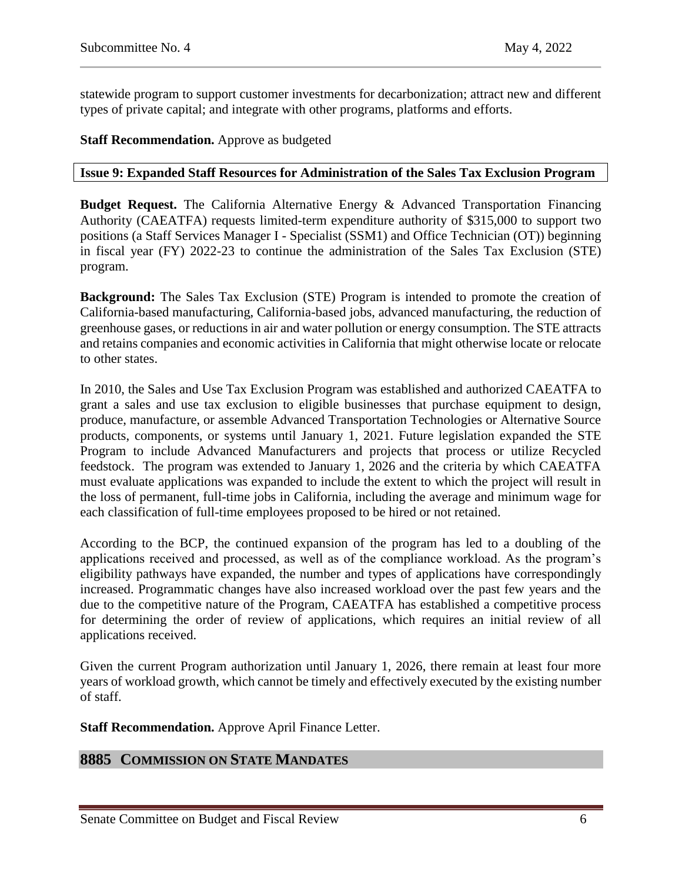statewide program to support customer investments for decarbonization; attract new and different types of private capital; and integrate with other programs, platforms and efforts.

**Staff Recommendation.** Approve as budgeted

### Issue 9: Expanded Staff Resources for Administration of the Sales Tax Exclusion Program

**Budget Request.** The California Alternative Energy & Advanced Transportation Financing Authority (CAEATFA) requests limited-term expenditure authority of $315,000 to support two positions (a Staff Services Manager I - Specialist (SSM1) and Office Technician (OT)) beginning in fiscal year (FY) 2022-23 to continue the administration of the Sales Tax Exclusion (STE) program.

**Background:** The Sales Tax Exclusion (STE) Program is intended to promote the creation of California-based manufacturing, California-based jobs, advanced manufacturing, the reduction of greenhouse gases, or reductions in air and water pollution or energy consumption. The STE attracts and retains companies and economic activities in California that might otherwise locate or relocate to other states.

In 2010, the Sales and Use Tax Exclusion Program was established and authorized CAEATFA to grant a sales and use tax exclusion to eligible businesses that purchase equipment to design, produce, manufacture, or assemble Advanced Transportation Technologies or Alternative Source products, components, or systems until January 1, 2021. Future legislation expanded the STE Program to include Advanced Manufacturers and projects that process or utilize Recycled feedstock. The program was extended to January 1, 2026 and the criteria by which CAEATFA must evaluate applications was expanded to include the extent to which the project will result in the loss of permanent, full-time jobs in California, including the average and minimum wage for each classification of full-time employees proposed to be hired or not retained.

According to the BCP, the continued expansion of the program has led to a doubling of the applications received and processed, as well as of the compliance workload. As the program's eligibility pathways have expanded, the number and types of applications have correspondingly increased. Programmatic changes have also increased workload over the past few years and the due to the competitive nature of the Program, CAEATFA has established a competitive process for determining the order of review of applications, which requires an initial review of all applications received.

Given the current Program authorization until January 1, 2026, there remain at least four more years of workload growth, which cannot be timely and effectively executed by the existing number of staff.

**Staff Recommendation.** Approve April Finance Letter.

## 8885 COMMISSION ON STATE MANDATES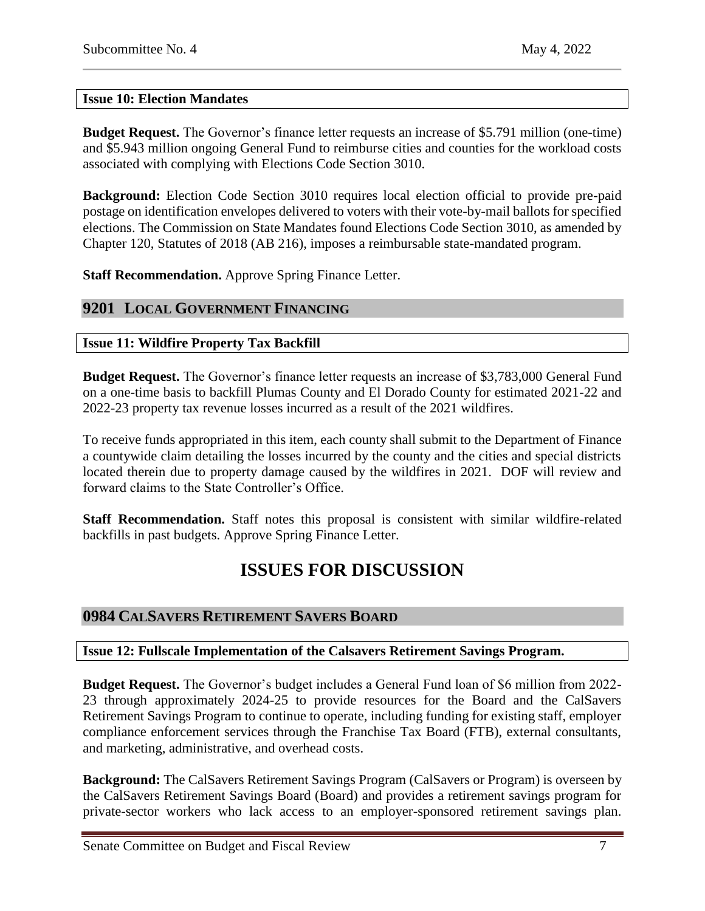**Issue 10: Election Mandates**

**Budget Request.** The Governor's finance letter requests an increase of $5.791 million (one-time) and $5.943 million ongoing General Fund to reimburse cities and counties for the workload costs associated with complying with Elections Code Section 3010.

**Background:** Election Code Section 3010 requires local election official to provide pre-paid postage on identification envelopes delivered to voters with their vote-by-mail ballots for specified elections. The Commission on State Mandates found Elections Code Section 3010, as amended by Chapter 120, Statutes of 2018 (AB 216), imposes a reimbursable state-mandated program.

**Staff Recommendation.** Approve Spring Finance Letter.

## 9201 LOCAL GOVERNMENT FINANCING

**Issue 11: Wildfire Property Tax Backfill**

**Budget Request.** The Governor's finance letter requests an increase of $3,783,000 General Fund on a one-time basis to backfill Plumas County and El Dorado County for estimated 2021-22 and 2022-23 property tax revenue losses incurred as a result of the 2021 wildfires.

To receive funds appropriated in this item, each county shall submit to the Department of Finance a countywide claim detailing the losses incurred by the county and the cities and special districts located therein due to property damage caused by the wildfires in 2021. DOF will review and forward claims to the State Controller's Office.

**Staff Recommendation.** Staff notes this proposal is consistent with similar wildfire-related backfills in past budgets. Approve Spring Finance Letter.

# ISSUES FOR DISCUSSION

## 0984 CALSAVERS RETIREMENT SAVERS BOARD

**Issue 12: Fullscale Implementation of the Calsavers Retirement Savings Program.**

**Budget Request.** The Governor's budget includes a General Fund loan of $6 million from 2022-23 through approximately 2024-25 to provide resources for the Board and the CalSavers Retirement Savings Program to continue to operate, including funding for existing staff, employer compliance enforcement services through the Franchise Tax Board (FTB), external consultants, and marketing, administrative, and overhead costs.

**Background:** The CalSavers Retirement Savings Program (CalSavers or Program) is overseen by the CalSavers Retirement Savings Board (Board) and provides a retirement savings program for private-sector workers who lack access to an employer-sponsored retirement savings plan.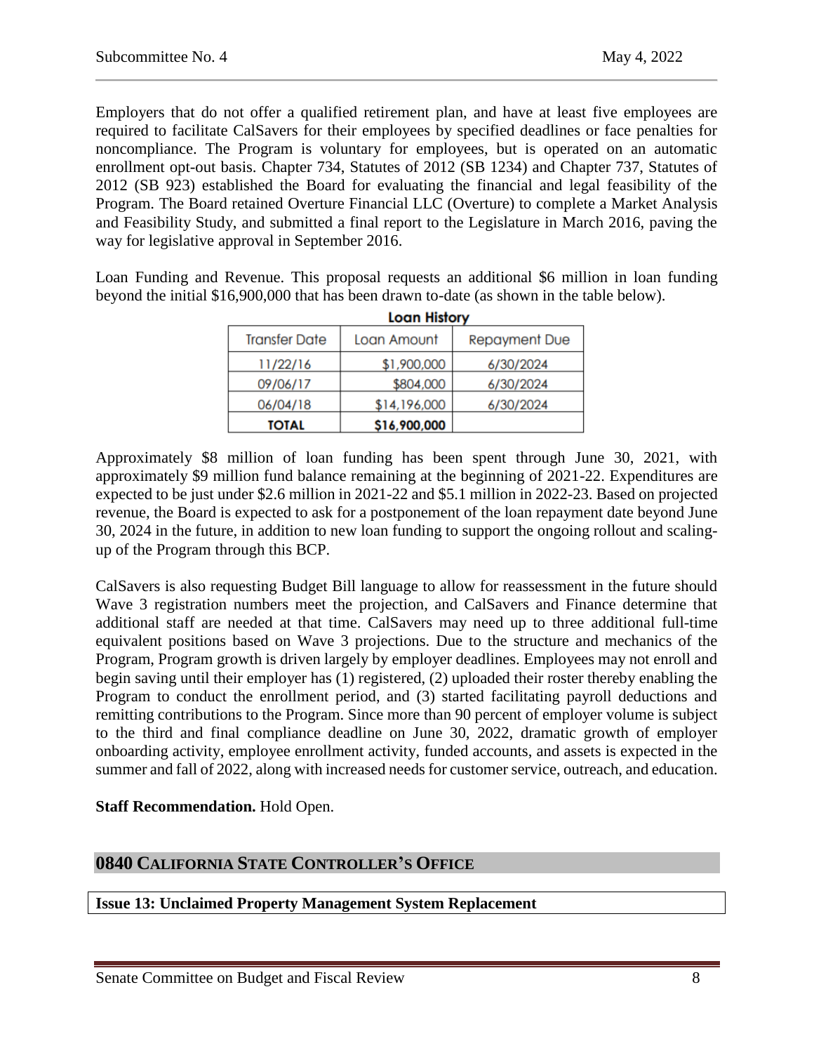Employers that do not offer a qualified retirement plan, and have at least five employees are required to facilitate CalSavers for their employees by specified deadlines or face penalties for noncompliance. The Program is voluntary for employees, but is operated on an automatic enrollment opt-out basis. Chapter 734, Statutes of 2012 (SB 1234) and Chapter 737, Statutes of 2012 (SB 923) established the Board for evaluating the financial and legal feasibility of the Program. The Board retained Overture Financial LLC (Overture) to complete a Market Analysis and Feasibility Study, and submitted a final report to the Legislature in March 2016, paving the way for legislative approval in September 2016.

Loan Funding and Revenue. This proposal requests an additional $6 million in loan funding beyond the initial $16,900,000 that has been drawn to-date (as shown in the table below).

**Loan History**

| Transfer Date | Loan Amount | Repayment Due |
|---|---|---|
| 11/22/16 | $1,900,000 | 6/30/2024 |
| 09/06/17 | $804,000 | 6/30/2024 |
| 06/04/18 | $14,196,000 | 6/30/2024 |
| **TOTAL** | **$16,900,000** | |

Approximately $8 million of loan funding has been spent through June 30, 2021, with approximately $9 million fund balance remaining at the beginning of 2021-22. Expenditures are expected to be just under $2.6 million in 2021-22 and $5.1 million in 2022-23. Based on projected revenue, the Board is expected to ask for a postponement of the loan repayment date beyond June 30, 2024 in the future, in addition to new loan funding to support the ongoing rollout and scaling-up of the Program through this BCP.

CalSavers is also requesting Budget Bill language to allow for reassessment in the future should Wave 3 registration numbers meet the projection, and CalSavers and Finance determine that additional staff are needed at that time. CalSavers may need up to three additional full-time equivalent positions based on Wave 3 projections. Due to the structure and mechanics of the Program, Program growth is driven largely by employer deadlines. Employees may not enroll and begin saving until their employer has (1) registered, (2) uploaded their roster thereby enabling the Program to conduct the enrollment period, and (3) started facilitating payroll deductions and remitting contributions to the Program. Since more than 90 percent of employer volume is subject to the third and final compliance deadline on June 30, 2022, dramatic growth of employer onboarding activity, employee enrollment activity, funded accounts, and assets is expected in the summer and fall of 2022, along with increased needs for customer service, outreach, and education.

**Staff Recommendation.** Hold Open.

## 0840 California State Controller's Office

### Issue 13: Unclaimed Property Management System Replacement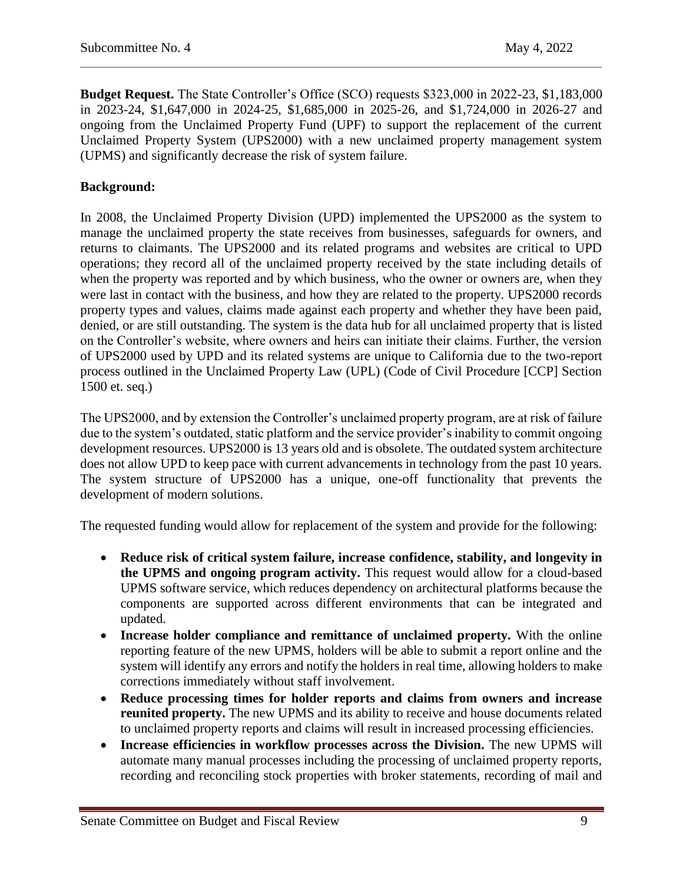**Budget Request.** The State Controller's Office (SCO) requests $323,000 in 2022-23, $1,183,000 in 2023-24, $1,647,000 in 2024-25, $1,685,000 in 2025-26, and $1,724,000 in 2026-27 and ongoing from the Unclaimed Property Fund (UPF) to support the replacement of the current Unclaimed Property System (UPS2000) with a new unclaimed property management system (UPMS) and significantly decrease the risk of system failure.

**Background:**

In 2008, the Unclaimed Property Division (UPD) implemented the UPS2000 as the system to manage the unclaimed property the state receives from businesses, safeguards for owners, and returns to claimants. The UPS2000 and its related programs and websites are critical to UPD operations; they record all of the unclaimed property received by the state including details of when the property was reported and by which business, who the owner or owners are, when they were last in contact with the business, and how they are related to the property. UPS2000 records property types and values, claims made against each property and whether they have been paid, denied, or are still outstanding. The system is the data hub for all unclaimed property that is listed on the Controller's website, where owners and heirs can initiate their claims. Further, the version of UPS2000 used by UPD and its related systems are unique to California due to the two-report process outlined in the Unclaimed Property Law (UPL) (Code of Civil Procedure [CCP] Section 1500 et. seq.)

The UPS2000, and by extension the Controller's unclaimed property program, are at risk of failure due to the system's outdated, static platform and the service provider's inability to commit ongoing development resources. UPS2000 is 13 years old and is obsolete. The outdated system architecture does not allow UPD to keep pace with current advancements in technology from the past 10 years. The system structure of UPS2000 has a unique, one-off functionality that prevents the development of modern solutions.

The requested funding would allow for replacement of the system and provide for the following:

- **Reduce risk of critical system failure, increase confidence, stability, and longevity in the UPMS and ongoing program activity.** This request would allow for a cloud-based UPMS software service, which reduces dependency on architectural platforms because the components are supported across different environments that can be integrated and updated.
- **Increase holder compliance and remittance of unclaimed property.** With the online reporting feature of the new UPMS, holders will be able to submit a report online and the system will identify any errors and notify the holders in real time, allowing holders to make corrections immediately without staff involvement.
- **Reduce processing times for holder reports and claims from owners and increase reunited property.** The new UPMS and its ability to receive and house documents related to unclaimed property reports and claims will result in increased processing efficiencies.
- **Increase efficiencies in workflow processes across the Division.** The new UPMS will automate many manual processes including the processing of unclaimed property reports, recording and reconciling stock properties with broker statements, recording of mail and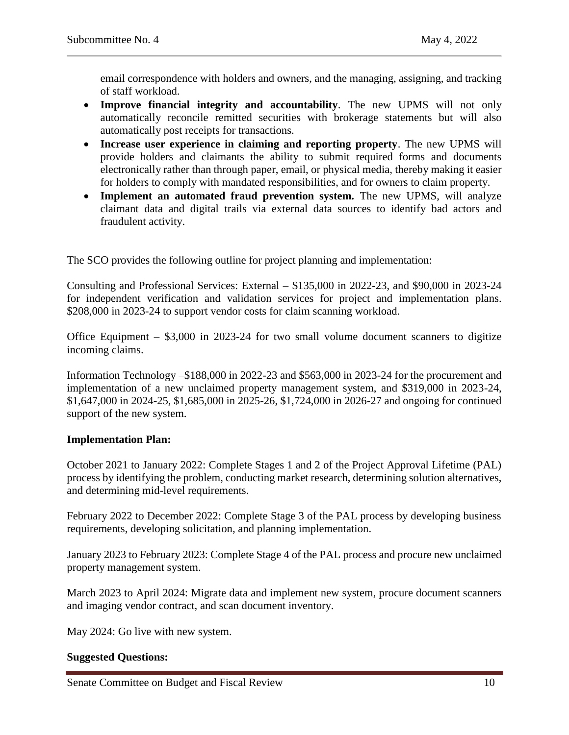email correspondence with holders and owners, and the managing, assigning, and tracking of staff workload.

- **Improve financial integrity and accountability**. The new UPMS will not only automatically reconcile remitted securities with brokerage statements but will also automatically post receipts for transactions.
- **Increase user experience in claiming and reporting property**. The new UPMS will provide holders and claimants the ability to submit required forms and documents electronically rather than through paper, email, or physical media, thereby making it easier for holders to comply with mandated responsibilities, and for owners to claim property.
- **Implement an automated fraud prevention system.** The new UPMS, will analyze claimant data and digital trails via external data sources to identify bad actors and fraudulent activity.

The SCO provides the following outline for project planning and implementation:

Consulting and Professional Services: External – $135,000 in 2022-23, and $90,000 in 2023-24 for independent verification and validation services for project and implementation plans. $208,000 in 2023-24 to support vendor costs for claim scanning workload.

Office Equipment – $3,000 in 2023-24 for two small volume document scanners to digitize incoming claims.

Information Technology –$188,000 in 2022-23 and $563,000 in 2023-24 for the procurement and implementation of a new unclaimed property management system, and $319,000 in 2023-24, $1,647,000 in 2024-25, $1,685,000 in 2025-26, $1,724,000 in 2026-27 and ongoing for continued support of the new system.

**Implementation Plan:**

October 2021 to January 2022: Complete Stages 1 and 2 of the Project Approval Lifetime (PAL) process by identifying the problem, conducting market research, determining solution alternatives, and determining mid-level requirements.

February 2022 to December 2022: Complete Stage 3 of the PAL process by developing business requirements, developing solicitation, and planning implementation.

January 2023 to February 2023: Complete Stage 4 of the PAL process and procure new unclaimed property management system.

March 2023 to April 2024: Migrate data and implement new system, procure document scanners and imaging vendor contract, and scan document inventory.

May 2024: Go live with new system.

**Suggested Questions:**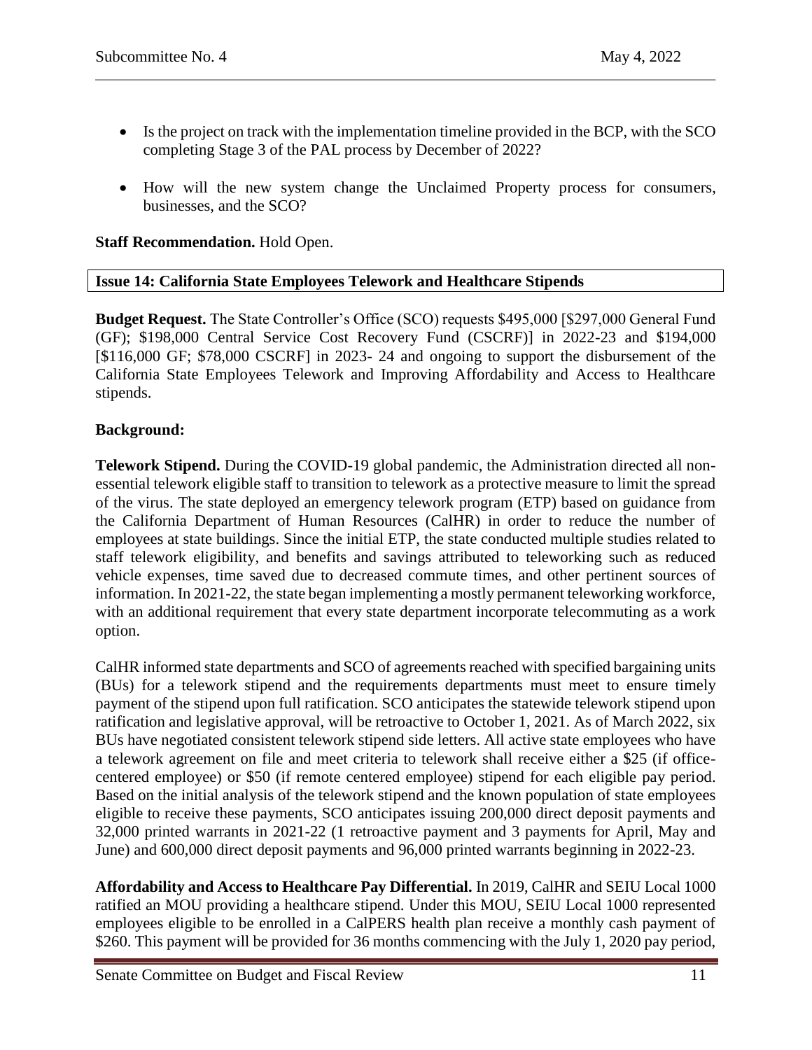- Is the project on track with the implementation timeline provided in the BCP, with the SCO completing Stage 3 of the PAL process by December of 2022?
- How will the new system change the Unclaimed Property process for consumers, businesses, and the SCO?

**Staff Recommendation.** Hold Open.

### Issue 14: California State Employees Telework and Healthcare Stipends

**Budget Request.** The State Controller's Office (SCO) requests $495,000 [$297,000 General Fund (GF); $198,000 Central Service Cost Recovery Fund (CSCRF)] in 2022-23 and $194,000 [$116,000 GF; $78,000 CSCRF] in 2023- 24 and ongoing to support the disbursement of the California State Employees Telework and Improving Affordability and Access to Healthcare stipends.

**Background:**

**Telework Stipend.** During the COVID-19 global pandemic, the Administration directed all non-essential telework eligible staff to transition to telework as a protective measure to limit the spread of the virus. The state deployed an emergency telework program (ETP) based on guidance from the California Department of Human Resources (CalHR) in order to reduce the number of employees at state buildings. Since the initial ETP, the state conducted multiple studies related to staff telework eligibility, and benefits and savings attributed to teleworking such as reduced vehicle expenses, time saved due to decreased commute times, and other pertinent sources of information. In 2021-22, the state began implementing a mostly permanent teleworking workforce, with an additional requirement that every state department incorporate telecommuting as a work option.

CalHR informed state departments and SCO of agreements reached with specified bargaining units (BUs) for a telework stipend and the requirements departments must meet to ensure timely payment of the stipend upon full ratification. SCO anticipates the statewide telework stipend upon ratification and legislative approval, will be retroactive to October 1, 2021. As of March 2022, six BUs have negotiated consistent telework stipend side letters. All active state employees who have a telework agreement on file and meet criteria to telework shall receive either a $25 (if office-centered employee) or $50 (if remote centered employee) stipend for each eligible pay period. Based on the initial analysis of the telework stipend and the known population of state employees eligible to receive these payments, SCO anticipates issuing 200,000 direct deposit payments and 32,000 printed warrants in 2021-22 (1 retroactive payment and 3 payments for April, May and June) and 600,000 direct deposit payments and 96,000 printed warrants beginning in 2022-23.

**Affordability and Access to Healthcare Pay Differential.** In 2019, CalHR and SEIU Local 1000 ratified an MOU providing a healthcare stipend. Under this MOU, SEIU Local 1000 represented employees eligible to be enrolled in a CalPERS health plan receive a monthly cash payment of $260. This payment will be provided for 36 months commencing with the July 1, 2020 pay period,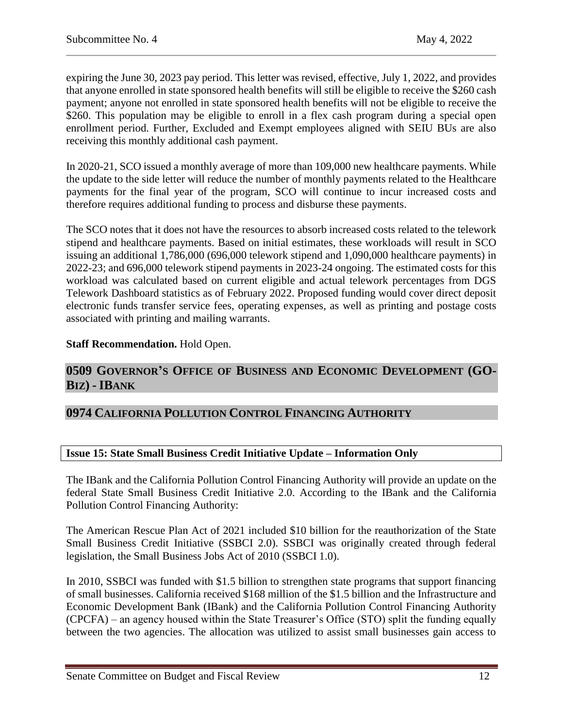expiring the June 30, 2023 pay period. This letter was revised, effective, July 1, 2022, and provides that anyone enrolled in state sponsored health benefits will still be eligible to receive the $260 cash payment; anyone not enrolled in state sponsored health benefits will not be eligible to receive the $260. This population may be eligible to enroll in a flex cash program during a special open enrollment period. Further, Excluded and Exempt employees aligned with SEIU BUs are also receiving this monthly additional cash payment.

In 2020-21, SCO issued a monthly average of more than 109,000 new healthcare payments. While the update to the side letter will reduce the number of monthly payments related to the Healthcare payments for the final year of the program, SCO will continue to incur increased costs and therefore requires additional funding to process and disburse these payments.

The SCO notes that it does not have the resources to absorb increased costs related to the telework stipend and healthcare payments. Based on initial estimates, these workloads will result in SCO issuing an additional 1,786,000 (696,000 telework stipend and 1,090,000 healthcare payments) in 2022-23; and 696,000 telework stipend payments in 2023-24 ongoing. The estimated costs for this workload was calculated based on current eligible and actual telework percentages from DGS Telework Dashboard statistics as of February 2022. Proposed funding would cover direct deposit electronic funds transfer service fees, operating expenses, as well as printing and postage costs associated with printing and mailing warrants.

**Staff Recommendation.** Hold Open.

## 0509 Governor's Office of Business and Economic Development (GO-Biz) - IBank

## 0974 California Pollution Control Financing Authority

### Issue 15: State Small Business Credit Initiative Update – Information Only

The IBank and the California Pollution Control Financing Authority will provide an update on the federal State Small Business Credit Initiative 2.0. According to the IBank and the California Pollution Control Financing Authority:

The American Rescue Plan Act of 2021 included $10 billion for the reauthorization of the State Small Business Credit Initiative (SSBCI 2.0). SSBCI was originally created through federal legislation, the Small Business Jobs Act of 2010 (SSBCI 1.0).

In 2010, SSBCI was funded with $1.5 billion to strengthen state programs that support financing of small businesses. California received $168 million of the $1.5 billion and the Infrastructure and Economic Development Bank (IBank) and the California Pollution Control Financing Authority (CPCFA) – an agency housed within the State Treasurer's Office (STO) split the funding equally between the two agencies. The allocation was utilized to assist small businesses gain access to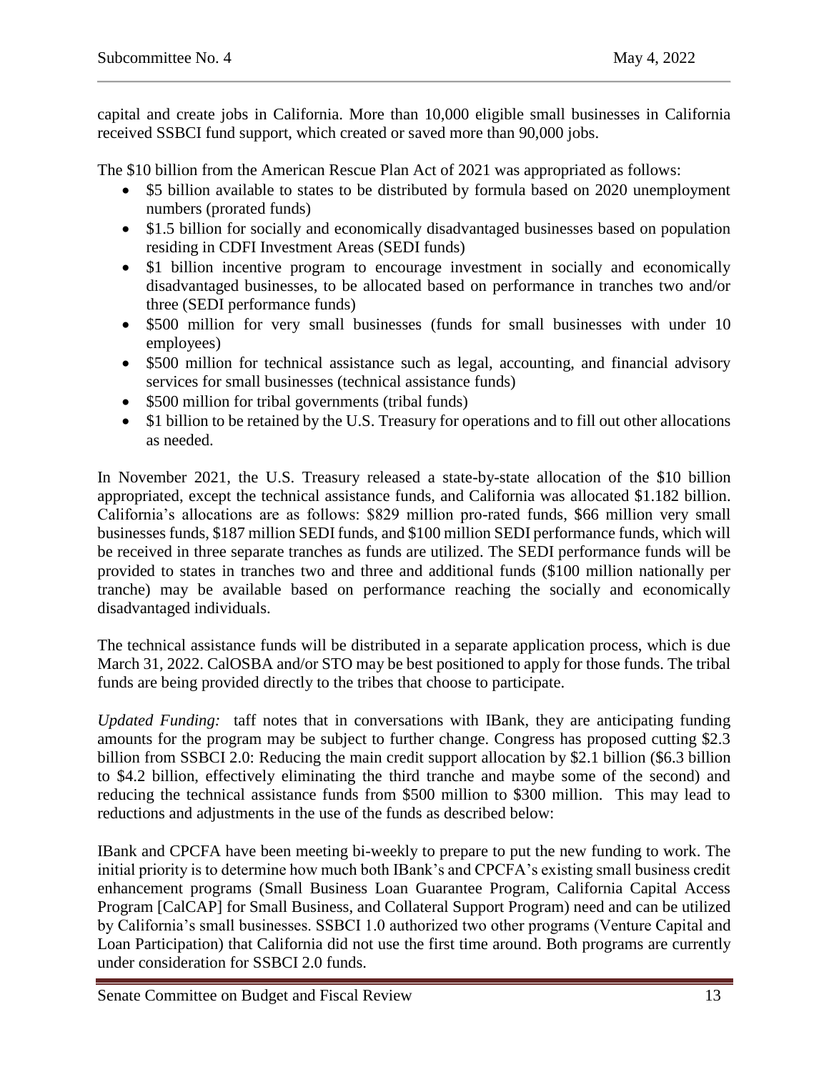capital and create jobs in California. More than 10,000 eligible small businesses in California received SSBCI fund support, which created or saved more than 90,000 jobs.

The $10 billion from the American Rescue Plan Act of 2021 was appropriated as follows:

- $5 billion available to states to be distributed by formula based on 2020 unemployment numbers (prorated funds)
- $1.5 billion for socially and economically disadvantaged businesses based on population residing in CDFI Investment Areas (SEDI funds)
- $1 billion incentive program to encourage investment in socially and economically disadvantaged businesses, to be allocated based on performance in tranches two and/or three (SEDI performance funds)
- $500 million for very small businesses (funds for small businesses with under 10 employees)
- $500 million for technical assistance such as legal, accounting, and financial advisory services for small businesses (technical assistance funds)
- $500 million for tribal governments (tribal funds)
- $1 billion to be retained by the U.S. Treasury for operations and to fill out other allocations as needed.

In November 2021, the U.S. Treasury released a state-by-state allocation of the $10 billion appropriated, except the technical assistance funds, and California was allocated $1.182 billion. California's allocations are as follows: $829 million pro-rated funds, $66 million very small businesses funds, $187 million SEDI funds, and $100 million SEDI performance funds, which will be received in three separate tranches as funds are utilized. The SEDI performance funds will be provided to states in tranches two and three and additional funds ($100 million nationally per tranche) may be available based on performance reaching the socially and economically disadvantaged individuals.

The technical assistance funds will be distributed in a separate application process, which is due March 31, 2022. CalOSBA and/or STO may be best positioned to apply for those funds. The tribal funds are being provided directly to the tribes that choose to participate.

*Updated Funding:* taff notes that in conversations with IBank, they are anticipating funding amounts for the program may be subject to further change. Congress has proposed cutting $2.3 billion from SSBCI 2.0: Reducing the main credit support allocation by $2.1 billion ($6.3 billion to $4.2 billion, effectively eliminating the third tranche and maybe some of the second) and reducing the technical assistance funds from $500 million to $300 million. This may lead to reductions and adjustments in the use of the funds as described below:

IBank and CPCFA have been meeting bi-weekly to prepare to put the new funding to work. The initial priority is to determine how much both IBank's and CPCFA's existing small business credit enhancement programs (Small Business Loan Guarantee Program, California Capital Access Program [CalCAP] for Small Business, and Collateral Support Program) need and can be utilized by California's small businesses. SSBCI 1.0 authorized two other programs (Venture Capital and Loan Participation) that California did not use the first time around. Both programs are currently under consideration for SSBCI 2.0 funds.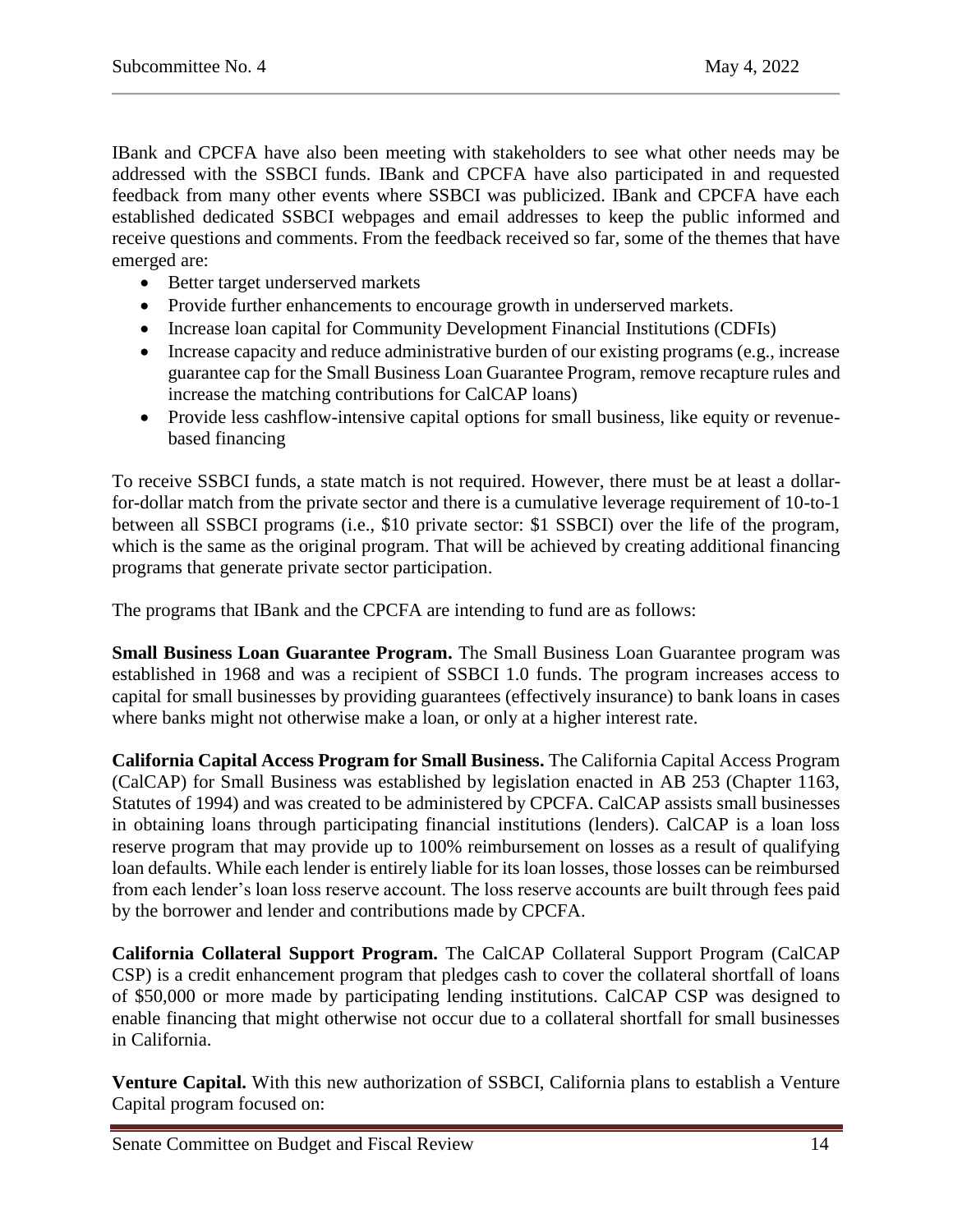IBank and CPCFA have also been meeting with stakeholders to see what other needs may be addressed with the SSBCI funds. IBank and CPCFA have also participated in and requested feedback from many other events where SSBCI was publicized. IBank and CPCFA have each established dedicated SSBCI webpages and email addresses to keep the public informed and receive questions and comments. From the feedback received so far, some of the themes that have emerged are:

- Better target underserved markets
- Provide further enhancements to encourage growth in underserved markets.
- Increase loan capital for Community Development Financial Institutions (CDFIs)
- Increase capacity and reduce administrative burden of our existing programs (e.g., increase guarantee cap for the Small Business Loan Guarantee Program, remove recapture rules and increase the matching contributions for CalCAP loans)
- Provide less cashflow-intensive capital options for small business, like equity or revenue-based financing

To receive SSBCI funds, a state match is not required. However, there must be at least a dollar-for-dollar match from the private sector and there is a cumulative leverage requirement of 10-to-1 between all SSBCI programs (i.e., $10 private sector: $1 SSBCI) over the life of the program, which is the same as the original program. That will be achieved by creating additional financing programs that generate private sector participation.

The programs that IBank and the CPCFA are intending to fund are as follows:

**Small Business Loan Guarantee Program.** The Small Business Loan Guarantee program was established in 1968 and was a recipient of SSBCI 1.0 funds. The program increases access to capital for small businesses by providing guarantees (effectively insurance) to bank loans in cases where banks might not otherwise make a loan, or only at a higher interest rate.

**California Capital Access Program for Small Business.** The California Capital Access Program (CalCAP) for Small Business was established by legislation enacted in AB 253 (Chapter 1163, Statutes of 1994) and was created to be administered by CPCFA. CalCAP assists small businesses in obtaining loans through participating financial institutions (lenders). CalCAP is a loan loss reserve program that may provide up to 100% reimbursement on losses as a result of qualifying loan defaults. While each lender is entirely liable for its loan losses, those losses can be reimbursed from each lender's loan loss reserve account. The loss reserve accounts are built through fees paid by the borrower and lender and contributions made by CPCFA.

**California Collateral Support Program.** The CalCAP Collateral Support Program (CalCAP CSP) is a credit enhancement program that pledges cash to cover the collateral shortfall of loans of $50,000 or more made by participating lending institutions. CalCAP CSP was designed to enable financing that might otherwise not occur due to a collateral shortfall for small businesses in California.

**Venture Capital.** With this new authorization of SSBCI, California plans to establish a Venture Capital program focused on: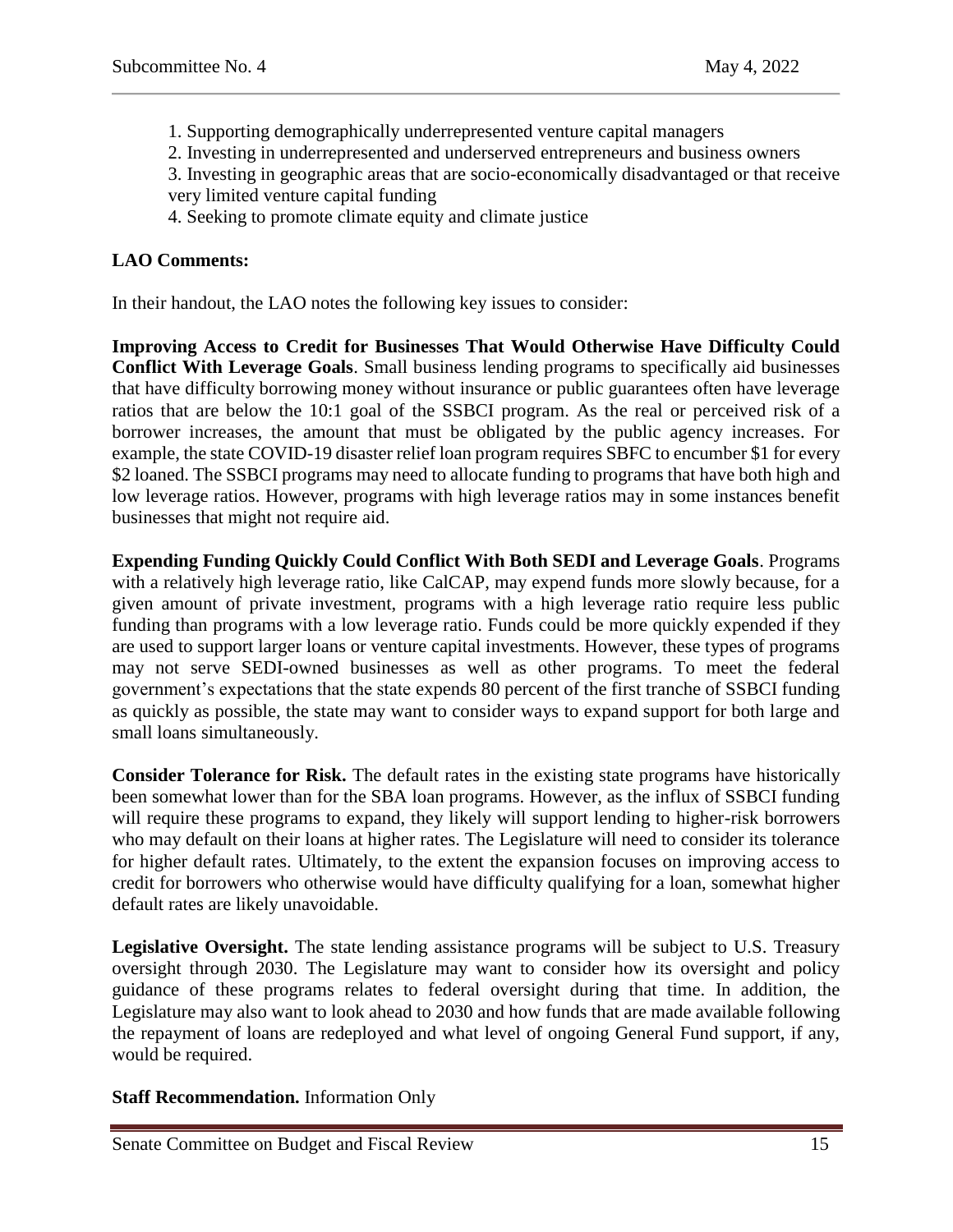1. Supporting demographically underrepresented venture capital managers
2. Investing in underrepresented and underserved entrepreneurs and business owners
3. Investing in geographic areas that are socio-economically disadvantaged or that receive very limited venture capital funding
4. Seeking to promote climate equity and climate justice

**LAO Comments:**

In their handout, the LAO notes the following key issues to consider:

**Improving Access to Credit for Businesses That Would Otherwise Have Difficulty Could Conflict With Leverage Goals**. Small business lending programs to specifically aid businesses that have difficulty borrowing money without insurance or public guarantees often have leverage ratios that are below the 10:1 goal of the SSBCI program. As the real or perceived risk of a borrower increases, the amount that must be obligated by the public agency increases. For example, the state COVID-19 disaster relief loan program requires SBFC to encumber $1 for every $2 loaned. The SSBCI programs may need to allocate funding to programs that have both high and low leverage ratios. However, programs with high leverage ratios may in some instances benefit businesses that might not require aid.

**Expending Funding Quickly Could Conflict With Both SEDI and Leverage Goals**. Programs with a relatively high leverage ratio, like CalCAP, may expend funds more slowly because, for a given amount of private investment, programs with a high leverage ratio require less public funding than programs with a low leverage ratio. Funds could be more quickly expended if they are used to support larger loans or venture capital investments. However, these types of programs may not serve SEDI-owned businesses as well as other programs. To meet the federal government's expectations that the state expends 80 percent of the first tranche of SSBCI funding as quickly as possible, the state may want to consider ways to expand support for both large and small loans simultaneously.

**Consider Tolerance for Risk.** The default rates in the existing state programs have historically been somewhat lower than for the SBA loan programs. However, as the influx of SSBCI funding will require these programs to expand, they likely will support lending to higher-risk borrowers who may default on their loans at higher rates. The Legislature will need to consider its tolerance for higher default rates. Ultimately, to the extent the expansion focuses on improving access to credit for borrowers who otherwise would have difficulty qualifying for a loan, somewhat higher default rates are likely unavoidable.

**Legislative Oversight.** The state lending assistance programs will be subject to U.S. Treasury oversight through 2030. The Legislature may want to consider how its oversight and policy guidance of these programs relates to federal oversight during that time. In addition, the Legislature may also want to look ahead to 2030 and how funds that are made available following the repayment of loans are redeployed and what level of ongoing General Fund support, if any, would be required.

**Staff Recommendation.** Information Only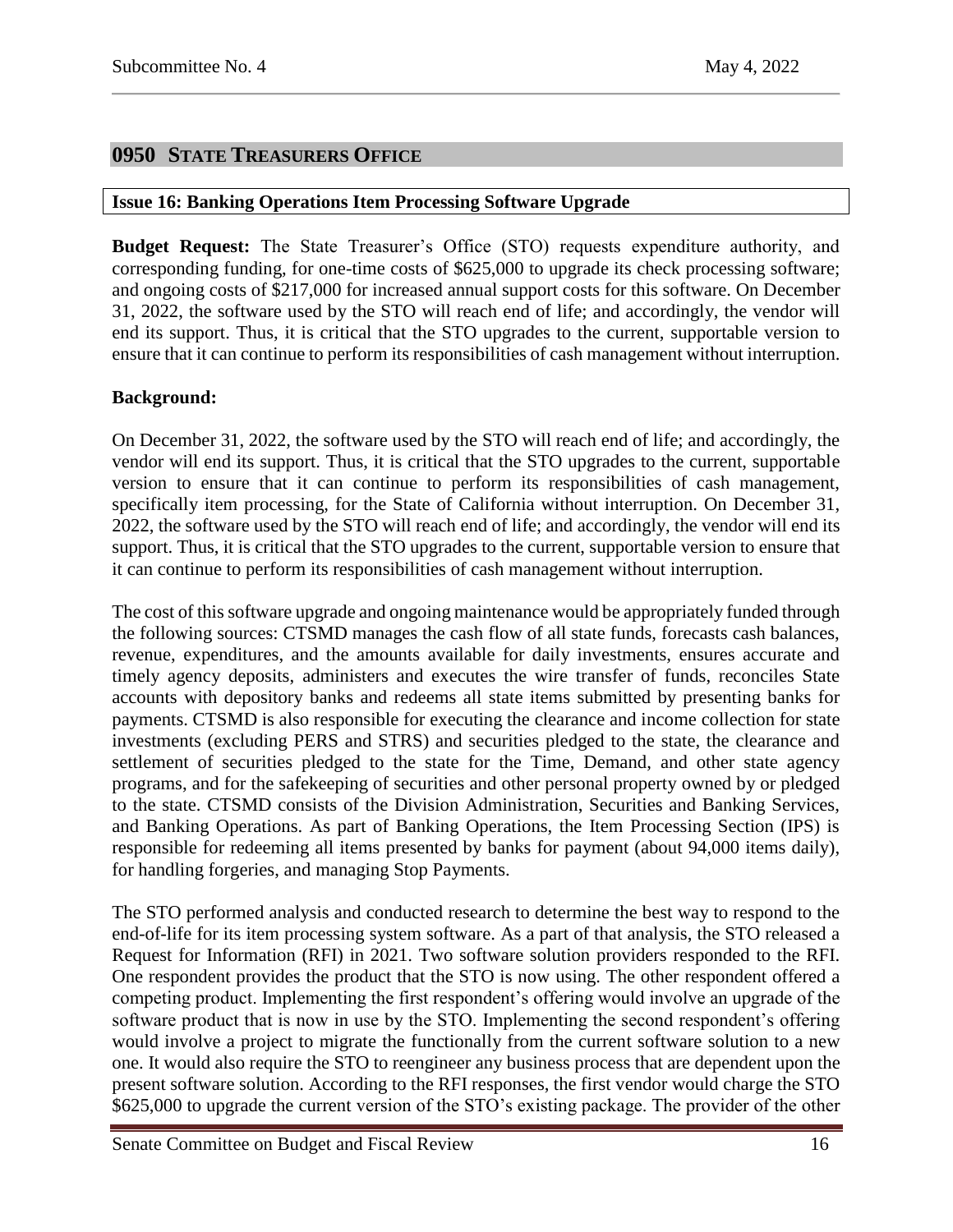## 0950 STATE TREASURERS OFFICE

### Issue 16: Banking Operations Item Processing Software Upgrade

**Budget Request:** The State Treasurer's Office (STO) requests expenditure authority, and corresponding funding, for one-time costs of $625,000 to upgrade its check processing software; and ongoing costs of $217,000 for increased annual support costs for this software. On December 31, 2022, the software used by the STO will reach end of life; and accordingly, the vendor will end its support. Thus, it is critical that the STO upgrades to the current, supportable version to ensure that it can continue to perform its responsibilities of cash management without interruption.

**Background:**

On December 31, 2022, the software used by the STO will reach end of life; and accordingly, the vendor will end its support. Thus, it is critical that the STO upgrades to the current, supportable version to ensure that it can continue to perform its responsibilities of cash management, specifically item processing, for the State of California without interruption. On December 31, 2022, the software used by the STO will reach end of life; and accordingly, the vendor will end its support. Thus, it is critical that the STO upgrades to the current, supportable version to ensure that it can continue to perform its responsibilities of cash management without interruption.

The cost of this software upgrade and ongoing maintenance would be appropriately funded through the following sources: CTSMD manages the cash flow of all state funds, forecasts cash balances, revenue, expenditures, and the amounts available for daily investments, ensures accurate and timely agency deposits, administers and executes the wire transfer of funds, reconciles State accounts with depository banks and redeems all state items submitted by presenting banks for payments. CTSMD is also responsible for executing the clearance and income collection for state investments (excluding PERS and STRS) and securities pledged to the state, the clearance and settlement of securities pledged to the state for the Time, Demand, and other state agency programs, and for the safekeeping of securities and other personal property owned by or pledged to the state. CTSMD consists of the Division Administration, Securities and Banking Services, and Banking Operations. As part of Banking Operations, the Item Processing Section (IPS) is responsible for redeeming all items presented by banks for payment (about 94,000 items daily), for handling forgeries, and managing Stop Payments.

The STO performed analysis and conducted research to determine the best way to respond to the end-of-life for its item processing system software. As a part of that analysis, the STO released a Request for Information (RFI) in 2021. Two software solution providers responded to the RFI. One respondent provides the product that the STO is now using. The other respondent offered a competing product. Implementing the first respondent's offering would involve an upgrade of the software product that is now in use by the STO. Implementing the second respondent's offering would involve a project to migrate the functionally from the current software solution to a new one. It would also require the STO to reengineer any business process that are dependent upon the present software solution. According to the RFI responses, the first vendor would charge the STO $625,000 to upgrade the current version of the STO's existing package. The provider of the other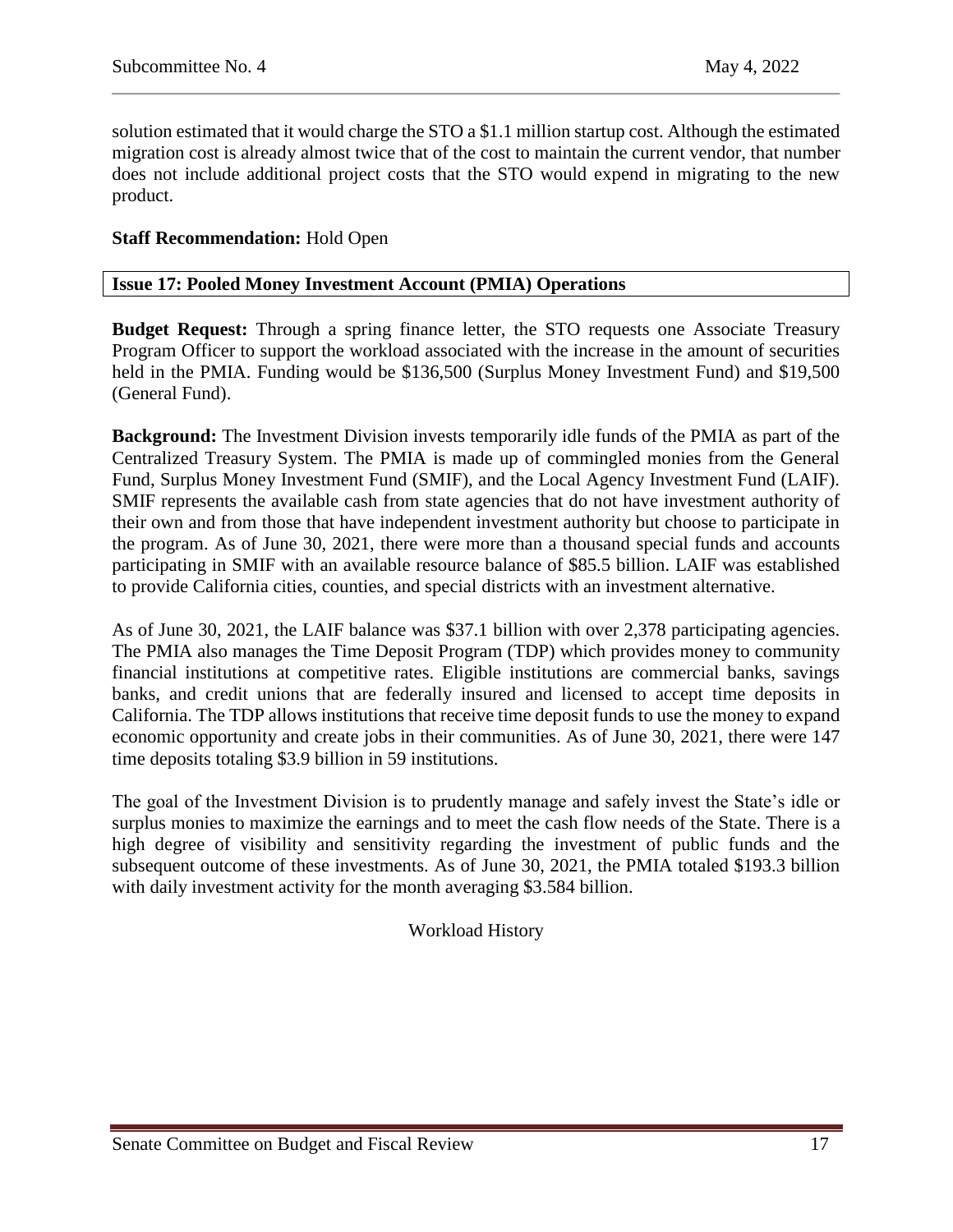solution estimated that it would charge the STO a $1.1 million startup cost. Although the estimated migration cost is already almost twice that of the cost to maintain the current vendor, that number does not include additional project costs that the STO would expend in migrating to the new product.

**Staff Recommendation:** Hold Open

## Issue 17: Pooled Money Investment Account (PMIA) Operations

**Budget Request:** Through a spring finance letter, the STO requests one Associate Treasury Program Officer to support the workload associated with the increase in the amount of securities held in the PMIA. Funding would be $136,500 (Surplus Money Investment Fund) and $19,500 (General Fund).

**Background:** The Investment Division invests temporarily idle funds of the PMIA as part of the Centralized Treasury System. The PMIA is made up of commingled monies from the General Fund, Surplus Money Investment Fund (SMIF), and the Local Agency Investment Fund (LAIF). SMIF represents the available cash from state agencies that do not have investment authority of their own and from those that have independent investment authority but choose to participate in the program. As of June 30, 2021, there were more than a thousand special funds and accounts participating in SMIF with an available resource balance of $85.5 billion. LAIF was established to provide California cities, counties, and special districts with an investment alternative.

As of June 30, 2021, the LAIF balance was $37.1 billion with over 2,378 participating agencies. The PMIA also manages the Time Deposit Program (TDP) which provides money to community financial institutions at competitive rates. Eligible institutions are commercial banks, savings banks, and credit unions that are federally insured and licensed to accept time deposits in California. The TDP allows institutions that receive time deposit funds to use the money to expand economic opportunity and create jobs in their communities. As of June 30, 2021, there were 147 time deposits totaling $3.9 billion in 59 institutions.

The goal of the Investment Division is to prudently manage and safely invest the State's idle or surplus monies to maximize the earnings and to meet the cash flow needs of the State. There is a high degree of visibility and sensitivity regarding the investment of public funds and the subsequent outcome of these investments. As of June 30, 2021, the PMIA totaled $193.3 billion with daily investment activity for the month averaging $3.584 billion.

Workload History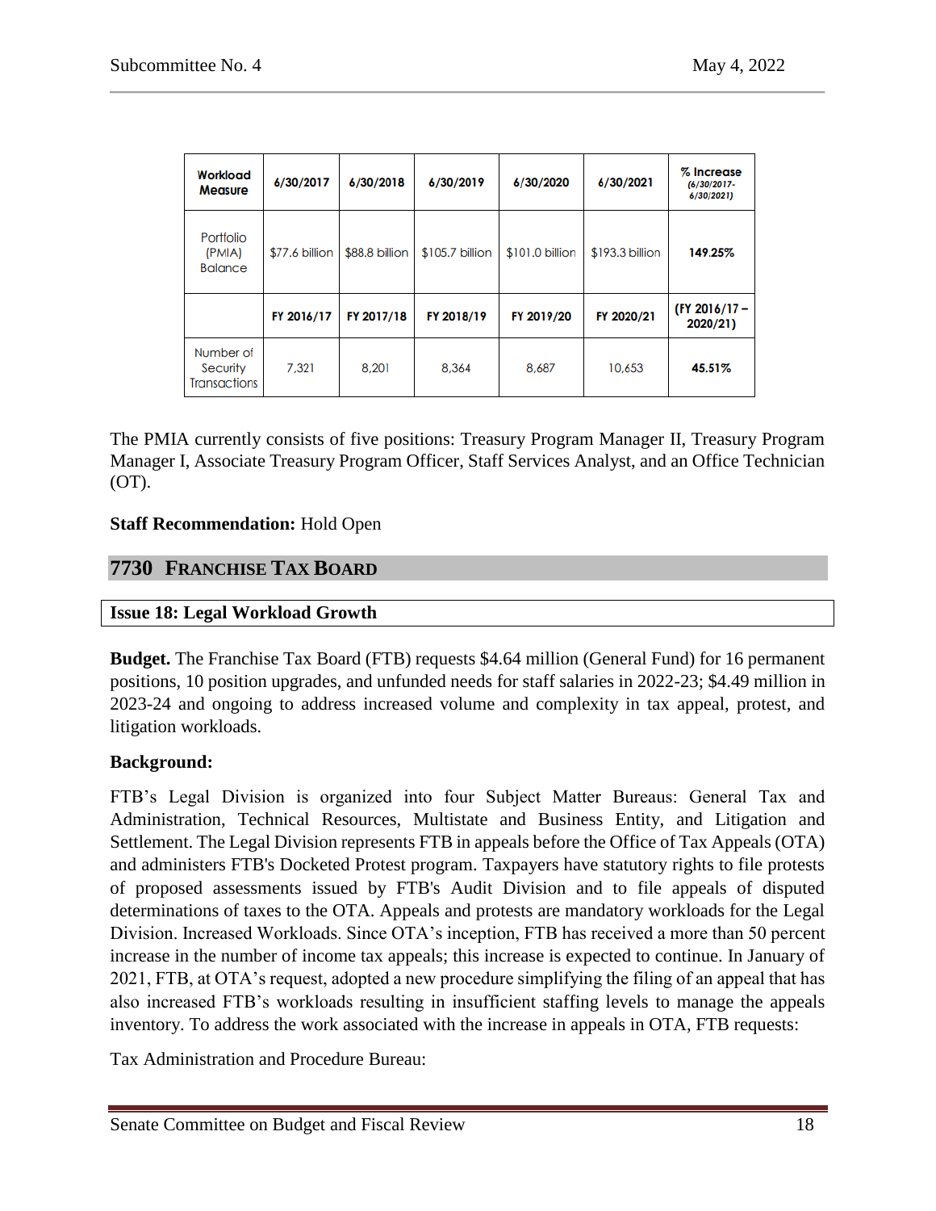| Workload Measure | 6/30/2017 | 6/30/2018 | 6/30/2019 | 6/30/2020 | 6/30/2021 | % Increase (6/30/2017-6/30/2021) |
|---|---|---|---|---|---|---|
| Portfolio (PMIA) Balance | $77.6 billion | $88.8 billion | $105.7 billion | $101.0 billion | $193.3 billion | **149.25%** |
| | **FY 2016/17** | **FY 2017/18** | **FY 2018/19** | **FY 2019/20** | **FY 2020/21** | **(FY 2016/17 – 2020/21)** |
| Number of Security Transactions | 7,321 | 8,201 | 8,364 | 8,687 | 10,653 | **45.51%** |

The PMIA currently consists of five positions: Treasury Program Manager II, Treasury Program Manager I, Associate Treasury Program Officer, Staff Services Analyst, and an Office Technician (OT).

**Staff Recommendation:** Hold Open

## 7730 FRANCHISE TAX BOARD

### Issue 18: Legal Workload Growth

**Budget.** The Franchise Tax Board (FTB) requests $4.64 million (General Fund) for 16 permanent positions, 10 position upgrades, and unfunded needs for staff salaries in 2022-23; $4.49 million in 2023-24 and ongoing to address increased volume and complexity in tax appeal, protest, and litigation workloads.

**Background:**

FTB's Legal Division is organized into four Subject Matter Bureaus: General Tax and Administration, Technical Resources, Multistate and Business Entity, and Litigation and Settlement. The Legal Division represents FTB in appeals before the Office of Tax Appeals (OTA) and administers FTB's Docketed Protest program. Taxpayers have statutory rights to file protests of proposed assessments issued by FTB's Audit Division and to file appeals of disputed determinations of taxes to the OTA. Appeals and protests are mandatory workloads for the Legal Division. Increased Workloads. Since OTA's inception, FTB has received a more than 50 percent increase in the number of income tax appeals; this increase is expected to continue. In January of 2021, FTB, at OTA's request, adopted a new procedure simplifying the filing of an appeal that has also increased FTB's workloads resulting in insufficient staffing levels to manage the appeals inventory. To address the work associated with the increase in appeals in OTA, FTB requests:

Tax Administration and Procedure Bureau: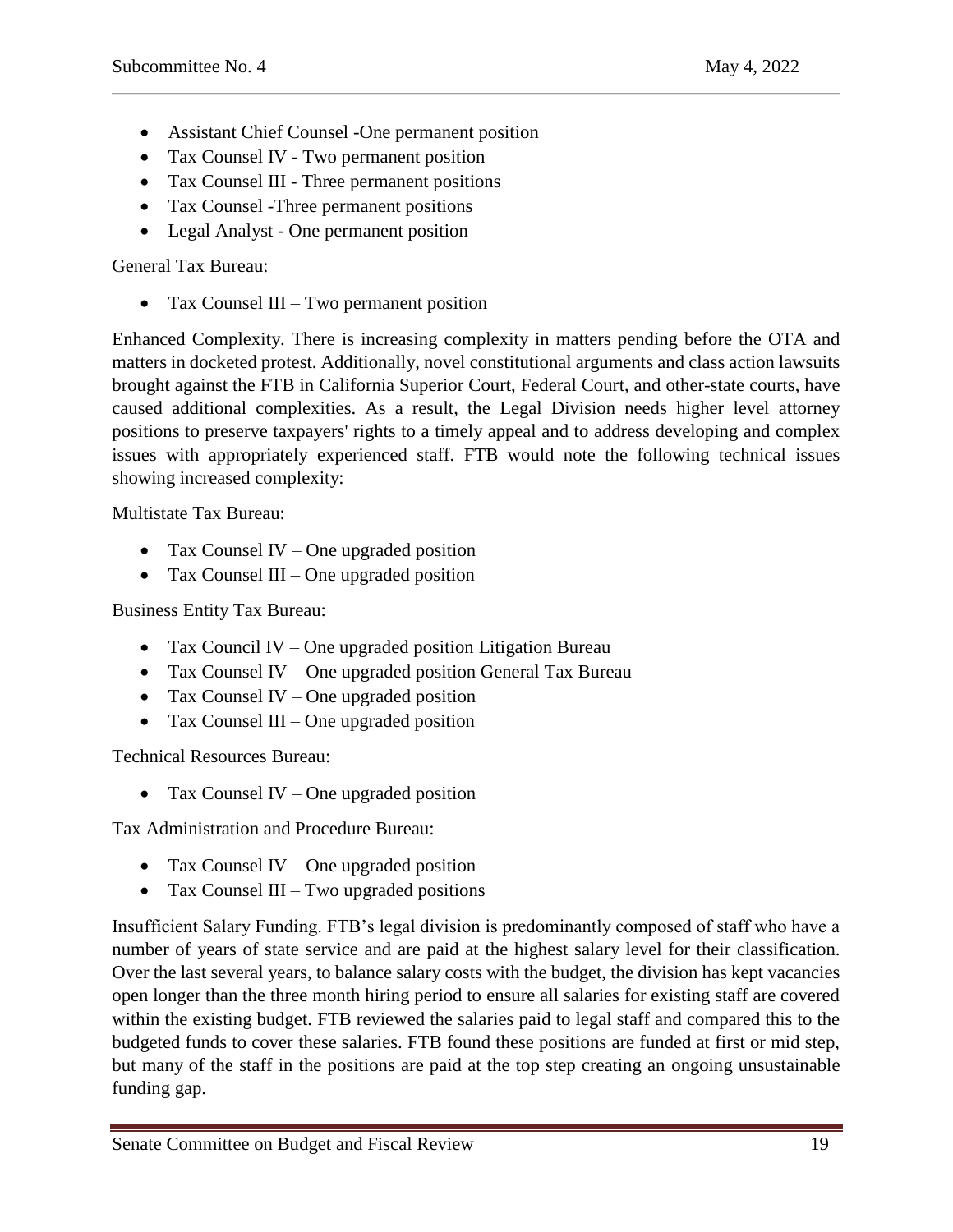- Assistant Chief Counsel -One permanent position
- Tax Counsel IV - Two permanent position
- Tax Counsel III - Three permanent positions
- Tax Counsel -Three permanent positions
- Legal Analyst - One permanent position

General Tax Bureau:

- Tax Counsel III – Two permanent position

Enhanced Complexity. There is increasing complexity in matters pending before the OTA and matters in docketed protest. Additionally, novel constitutional arguments and class action lawsuits brought against the FTB in California Superior Court, Federal Court, and other-state courts, have caused additional complexities. As a result, the Legal Division needs higher level attorney positions to preserve taxpayers' rights to a timely appeal and to address developing and complex issues with appropriately experienced staff. FTB would note the following technical issues showing increased complexity:

Multistate Tax Bureau:

- Tax Counsel IV – One upgraded position
- Tax Counsel III – One upgraded position

Business Entity Tax Bureau:

- Tax Council IV – One upgraded position Litigation Bureau
- Tax Counsel IV – One upgraded position General Tax Bureau
- Tax Counsel IV – One upgraded position
- Tax Counsel III – One upgraded position

Technical Resources Bureau:

- Tax Counsel IV – One upgraded position

Tax Administration and Procedure Bureau:

- Tax Counsel IV – One upgraded position
- Tax Counsel III – Two upgraded positions

Insufficient Salary Funding. FTB's legal division is predominantly composed of staff who have a number of years of state service and are paid at the highest salary level for their classification. Over the last several years, to balance salary costs with the budget, the division has kept vacancies open longer than the three month hiring period to ensure all salaries for existing staff are covered within the existing budget. FTB reviewed the salaries paid to legal staff and compared this to the budgeted funds to cover these salaries. FTB found these positions are funded at first or mid step, but many of the staff in the positions are paid at the top step creating an ongoing unsustainable funding gap.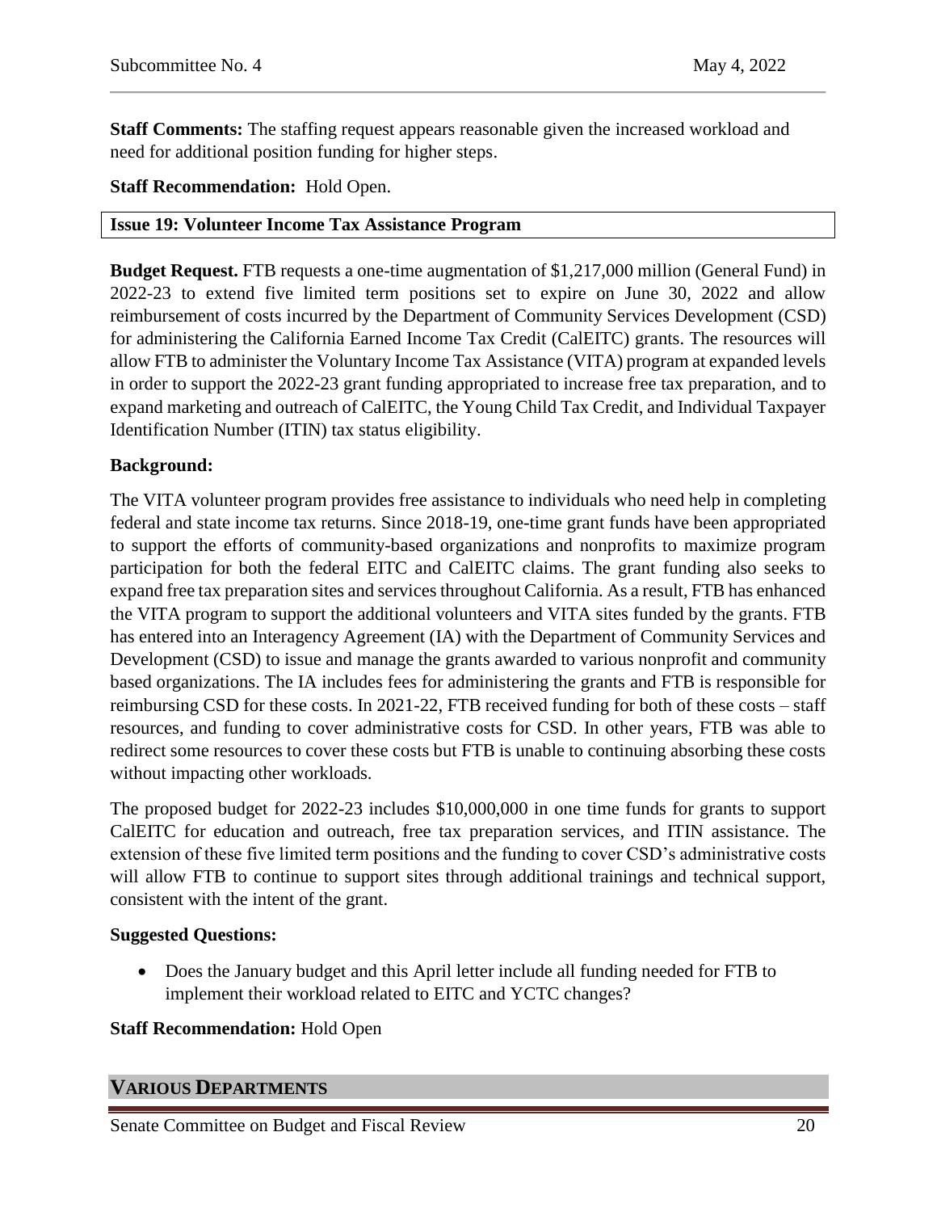**Staff Comments:** The staffing request appears reasonable given the increased workload and need for additional position funding for higher steps.

**Staff Recommendation:** Hold Open.

### Issue 19: Volunteer Income Tax Assistance Program

**Budget Request.** FTB requests a one-time augmentation of $1,217,000 million (General Fund) in 2022-23 to extend five limited term positions set to expire on June 30, 2022 and allow reimbursement of costs incurred by the Department of Community Services Development (CSD) for administering the California Earned Income Tax Credit (CalEITC) grants. The resources will allow FTB to administer the Voluntary Income Tax Assistance (VITA) program at expanded levels in order to support the 2022-23 grant funding appropriated to increase free tax preparation, and to expand marketing and outreach of CalEITC, the Young Child Tax Credit, and Individual Taxpayer Identification Number (ITIN) tax status eligibility.

**Background:**

The VITA volunteer program provides free assistance to individuals who need help in completing federal and state income tax returns. Since 2018-19, one-time grant funds have been appropriated to support the efforts of community-based organizations and nonprofits to maximize program participation for both the federal EITC and CalEITC claims. The grant funding also seeks to expand free tax preparation sites and services throughout California. As a result, FTB has enhanced the VITA program to support the additional volunteers and VITA sites funded by the grants. FTB has entered into an Interagency Agreement (IA) with the Department of Community Services and Development (CSD) to issue and manage the grants awarded to various nonprofit and community based organizations. The IA includes fees for administering the grants and FTB is responsible for reimbursing CSD for these costs. In 2021-22, FTB received funding for both of these costs – staff resources, and funding to cover administrative costs for CSD. In other years, FTB was able to redirect some resources to cover these costs but FTB is unable to continuing absorbing these costs without impacting other workloads.

The proposed budget for 2022-23 includes $10,000,000 in one time funds for grants to support CalEITC for education and outreach, free tax preparation services, and ITIN assistance. The extension of these five limited term positions and the funding to cover CSD's administrative costs will allow FTB to continue to support sites through additional trainings and technical support, consistent with the intent of the grant.

**Suggested Questions:**

- Does the January budget and this April letter include all funding needed for FTB to implement their workload related to EITC and YCTC changes?

**Staff Recommendation:** Hold Open

## VARIOUS DEPARTMENTS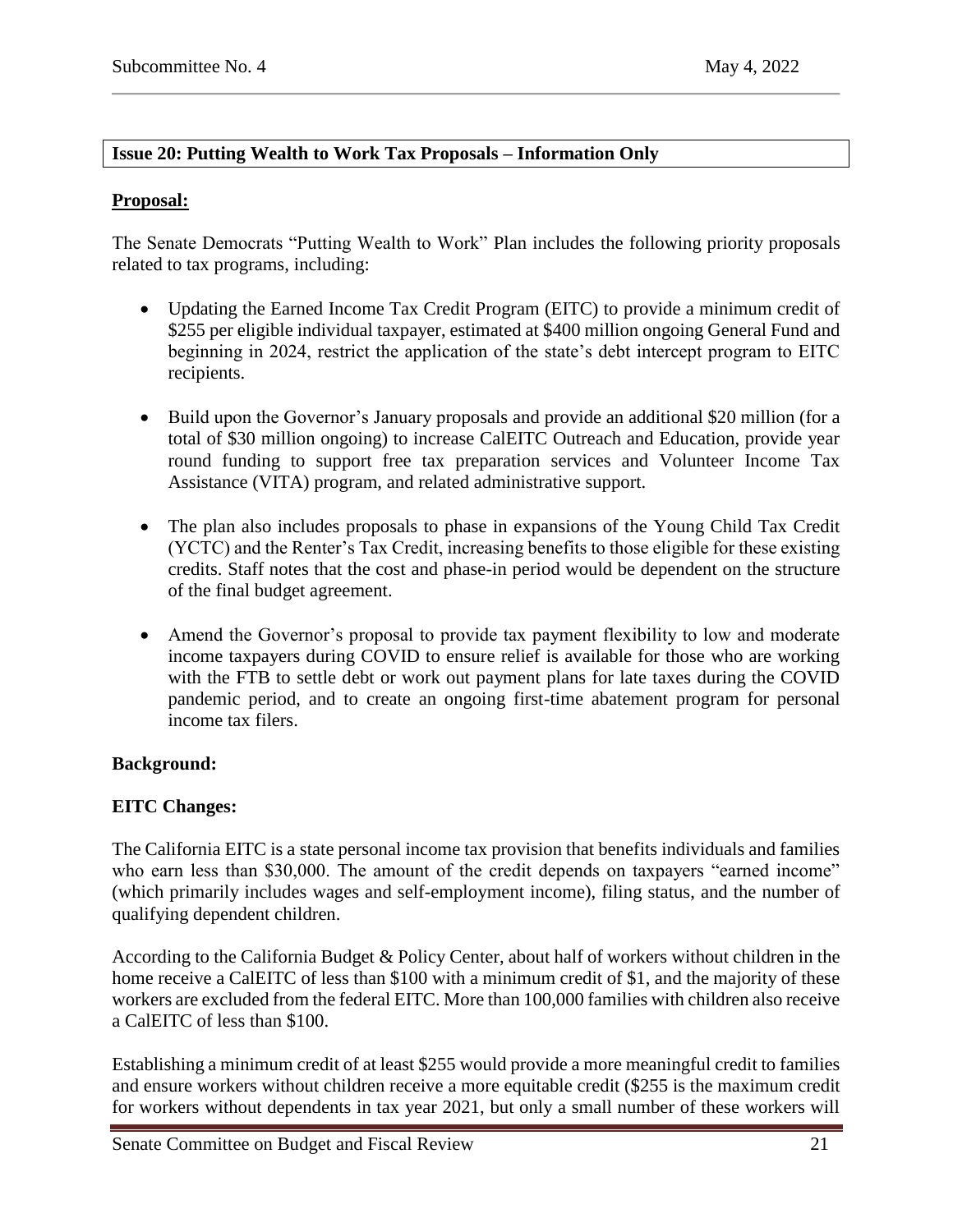**Issue 20: Putting Wealth to Work Tax Proposals – Information Only**

**Proposal:**

The Senate Democrats "Putting Wealth to Work" Plan includes the following priority proposals related to tax programs, including:

- Updating the Earned Income Tax Credit Program (EITC) to provide a minimum credit of $255 per eligible individual taxpayer, estimated at $400 million ongoing General Fund and beginning in 2024, restrict the application of the state's debt intercept program to EITC recipients.
- Build upon the Governor's January proposals and provide an additional $20 million (for a total of $30 million ongoing) to increase CalEITC Outreach and Education, provide year round funding to support free tax preparation services and Volunteer Income Tax Assistance (VITA) program, and related administrative support.
- The plan also includes proposals to phase in expansions of the Young Child Tax Credit (YCTC) and the Renter's Tax Credit, increasing benefits to those eligible for these existing credits. Staff notes that the cost and phase-in period would be dependent on the structure of the final budget agreement.
- Amend the Governor's proposal to provide tax payment flexibility to low and moderate income taxpayers during COVID to ensure relief is available for those who are working with the FTB to settle debt or work out payment plans for late taxes during the COVID pandemic period, and to create an ongoing first-time abatement program for personal income tax filers.

**Background:**

**EITC Changes:**

The California EITC is a state personal income tax provision that benefits individuals and families who earn less than $30,000. The amount of the credit depends on taxpayers "earned income" (which primarily includes wages and self-employment income), filing status, and the number of qualifying dependent children.

According to the California Budget & Policy Center, about half of workers without children in the home receive a CalEITC of less than $100 with a minimum credit of $1, and the majority of these workers are excluded from the federal EITC. More than 100,000 families with children also receive a CalEITC of less than $100.

Establishing a minimum credit of at least $255 would provide a more meaningful credit to families and ensure workers without children receive a more equitable credit ($255 is the maximum credit for workers without dependents in tax year 2021, but only a small number of these workers will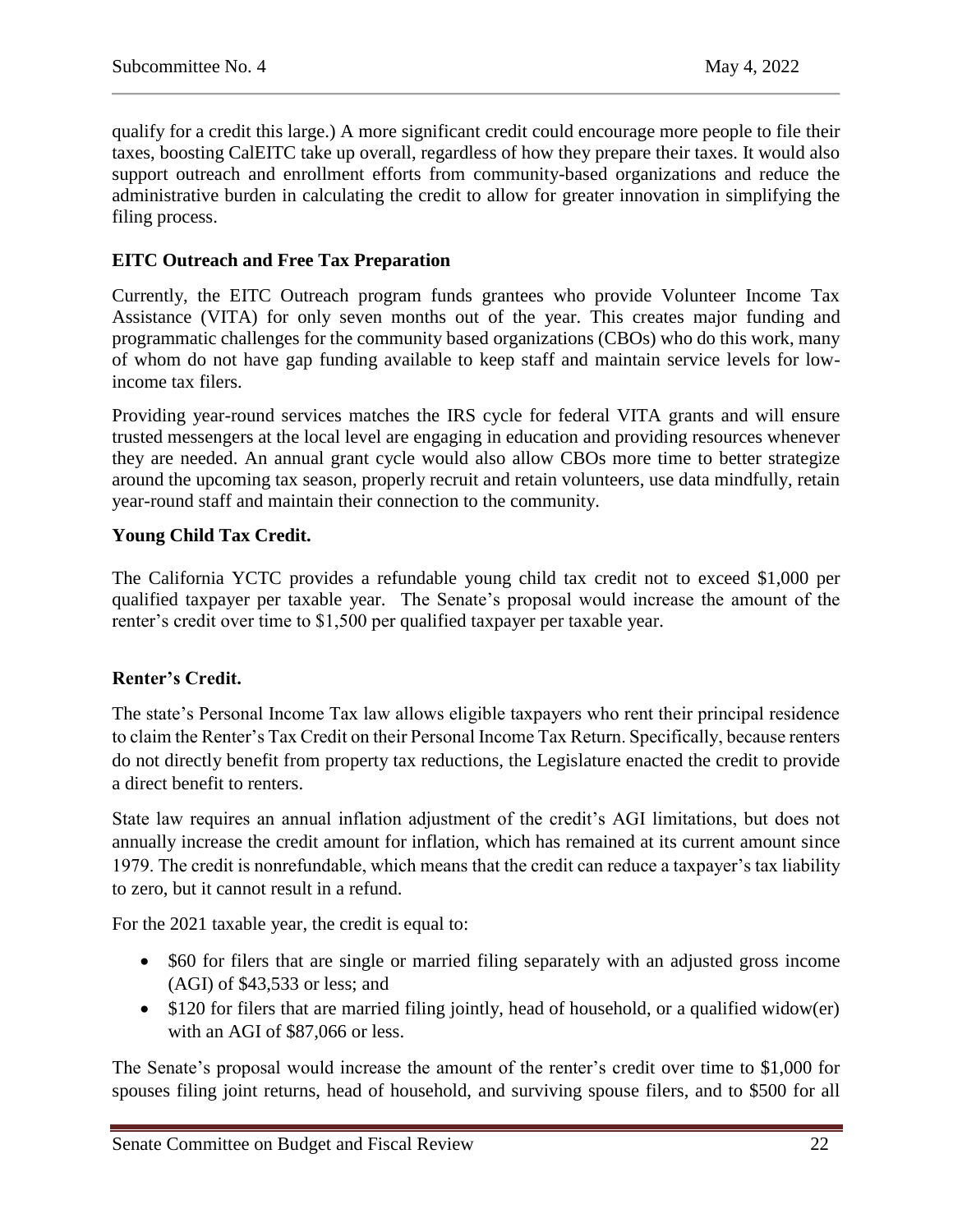qualify for a credit this large.) A more significant credit could encourage more people to file their taxes, boosting CalEITC take up overall, regardless of how they prepare their taxes. It would also support outreach and enrollment efforts from community-based organizations and reduce the administrative burden in calculating the credit to allow for greater innovation in simplifying the filing process.

**EITC Outreach and Free Tax Preparation**

Currently, the EITC Outreach program funds grantees who provide Volunteer Income Tax Assistance (VITA) for only seven months out of the year. This creates major funding and programmatic challenges for the community based organizations (CBOs) who do this work, many of whom do not have gap funding available to keep staff and maintain service levels for low-income tax filers.

Providing year-round services matches the IRS cycle for federal VITA grants and will ensure trusted messengers at the local level are engaging in education and providing resources whenever they are needed. An annual grant cycle would also allow CBOs more time to better strategize around the upcoming tax season, properly recruit and retain volunteers, use data mindfully, retain year-round staff and maintain their connection to the community.

**Young Child Tax Credit.**

The California YCTC provides a refundable young child tax credit not to exceed $1,000 per qualified taxpayer per taxable year. The Senate's proposal would increase the amount of the renter's credit over time to $1,500 per qualified taxpayer per taxable year.

**Renter's Credit.**

The state's Personal Income Tax law allows eligible taxpayers who rent their principal residence to claim the Renter's Tax Credit on their Personal Income Tax Return. Specifically, because renters do not directly benefit from property tax reductions, the Legislature enacted the credit to provide a direct benefit to renters.

State law requires an annual inflation adjustment of the credit's AGI limitations, but does not annually increase the credit amount for inflation, which has remained at its current amount since 1979. The credit is nonrefundable, which means that the credit can reduce a taxpayer's tax liability to zero, but it cannot result in a refund.

For the 2021 taxable year, the credit is equal to:

- $60 for filers that are single or married filing separately with an adjusted gross income (AGI) of $43,533 or less; and
- $120 for filers that are married filing jointly, head of household, or a qualified widow(er) with an AGI of $87,066 or less.

The Senate's proposal would increase the amount of the renter's credit over time to $1,000 for spouses filing joint returns, head of household, and surviving spouse filers, and to $500 for all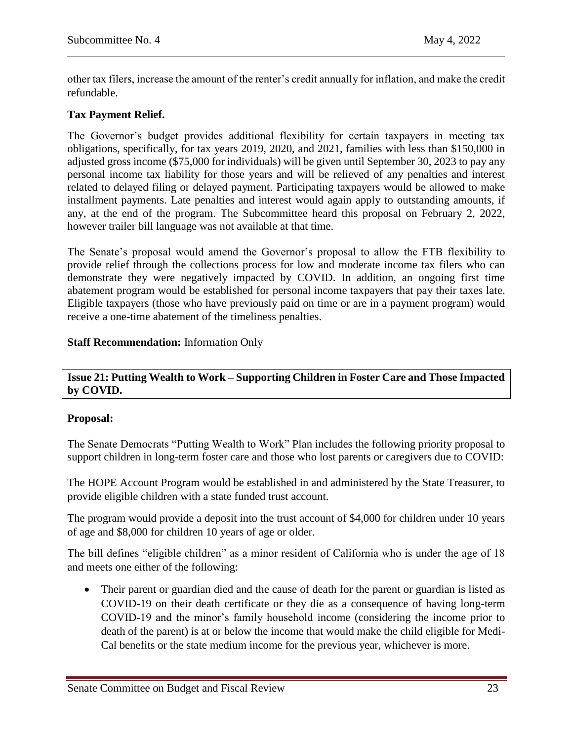other tax filers, increase the amount of the renter's credit annually for inflation, and make the credit refundable.

**Tax Payment Relief.**

The Governor's budget provides additional flexibility for certain taxpayers in meeting tax obligations, specifically, for tax years 2019, 2020, and 2021, families with less than $150,000 in adjusted gross income ($75,000 for individuals) will be given until September 30, 2023 to pay any personal income tax liability for those years and will be relieved of any penalties and interest related to delayed filing or delayed payment. Participating taxpayers would be allowed to make installment payments. Late penalties and interest would again apply to outstanding amounts, if any, at the end of the program. The Subcommittee heard this proposal on February 2, 2022, however trailer bill language was not available at that time.

The Senate's proposal would amend the Governor's proposal to allow the FTB flexibility to provide relief through the collections process for low and moderate income tax filers who can demonstrate they were negatively impacted by COVID. In addition, an ongoing first time abatement program would be established for personal income taxpayers that pay their taxes late. Eligible taxpayers (those who have previously paid on time or are in a payment program) would receive a one-time abatement of the timeliness penalties.

**Staff Recommendation:** Information Only

**Issue 21: Putting Wealth to Work – Supporting Children in Foster Care and Those Impacted by COVID.**

**Proposal:**

The Senate Democrats "Putting Wealth to Work" Plan includes the following priority proposal to support children in long-term foster care and those who lost parents or caregivers due to COVID:

The HOPE Account Program would be established in and administered by the State Treasurer, to provide eligible children with a state funded trust account.

The program would provide a deposit into the trust account of $4,000 for children under 10 years of age and $8,000 for children 10 years of age or older.

The bill defines "eligible children" as a minor resident of California who is under the age of 18 and meets one either of the following:

- Their parent or guardian died and the cause of death for the parent or guardian is listed as COVID-19 on their death certificate or they die as a consequence of having long-term COVID-19 and the minor's family household income (considering the income prior to death of the parent) is at or below the income that would make the child eligible for Medi-Cal benefits or the state medium income for the previous year, whichever is more.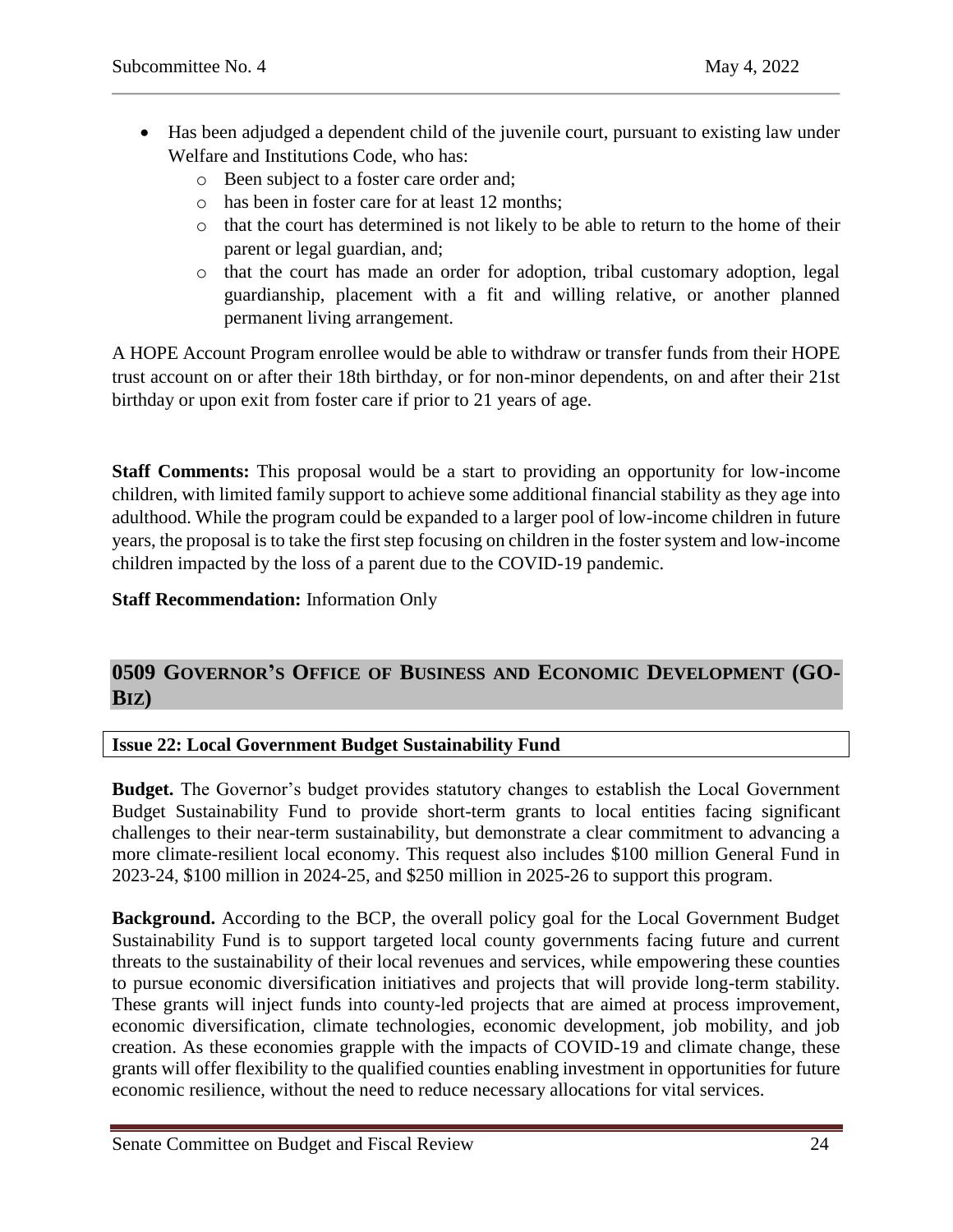- Has been adjudged a dependent child of the juvenile court, pursuant to existing law under Welfare and Institutions Code, who has:
    - Been subject to a foster care order and;
    - has been in foster care for at least 12 months;
    - that the court has determined is not likely to be able to return to the home of their parent or legal guardian, and;
    - that the court has made an order for adoption, tribal customary adoption, legal guardianship, placement with a fit and willing relative, or another planned permanent living arrangement.

A HOPE Account Program enrollee would be able to withdraw or transfer funds from their HOPE trust account on or after their 18th birthday, or for non-minor dependents, on and after their 21st birthday or upon exit from foster care if prior to 21 years of age.

**Staff Comments:** This proposal would be a start to providing an opportunity for low-income children, with limited family support to achieve some additional financial stability as they age into adulthood. While the program could be expanded to a larger pool of low-income children in future years, the proposal is to take the first step focusing on children in the foster system and low-income children impacted by the loss of a parent due to the COVID-19 pandemic.

**Staff Recommendation:** Information Only

## 0509 Governor's Office of Business and Economic Development (GO-Biz)

### Issue 22: Local Government Budget Sustainability Fund

**Budget.** The Governor's budget provides statutory changes to establish the Local Government Budget Sustainability Fund to provide short-term grants to local entities facing significant challenges to their near-term sustainability, but demonstrate a clear commitment to advancing a more climate-resilient local economy. This request also includes $100 million General Fund in 2023-24, $100 million in 2024-25, and $250 million in 2025-26 to support this program.

**Background.** According to the BCP, the overall policy goal for the Local Government Budget Sustainability Fund is to support targeted local county governments facing future and current threats to the sustainability of their local revenues and services, while empowering these counties to pursue economic diversification initiatives and projects that will provide long-term stability. These grants will inject funds into county-led projects that are aimed at process improvement, economic diversification, climate technologies, economic development, job mobility, and job creation. As these economies grapple with the impacts of COVID-19 and climate change, these grants will offer flexibility to the qualified counties enabling investment in opportunities for future economic resilience, without the need to reduce necessary allocations for vital services.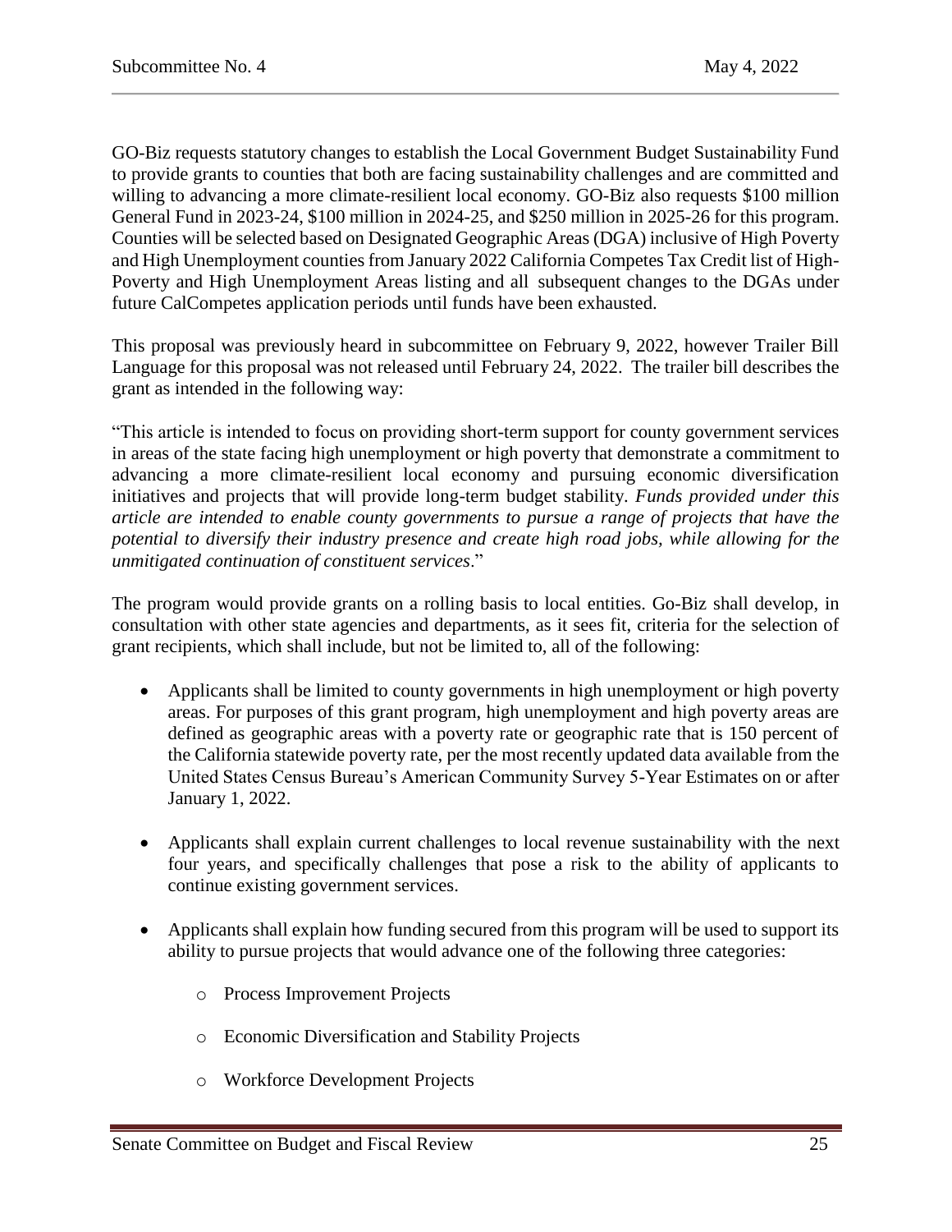GO-Biz requests statutory changes to establish the Local Government Budget Sustainability Fund to provide grants to counties that both are facing sustainability challenges and are committed and willing to advancing a more climate-resilient local economy. GO-Biz also requests $100 million General Fund in 2023-24, $100 million in 2024-25, and $250 million in 2025-26 for this program. Counties will be selected based on Designated Geographic Areas (DGA) inclusive of High Poverty and High Unemployment counties from January 2022 California Competes Tax Credit list of High-Poverty and High Unemployment Areas listing and all subsequent changes to the DGAs under future CalCompetes application periods until funds have been exhausted.

This proposal was previously heard in subcommittee on February 9, 2022, however Trailer Bill Language for this proposal was not released until February 24, 2022. The trailer bill describes the grant as intended in the following way:

"This article is intended to focus on providing short-term support for county government services in areas of the state facing high unemployment or high poverty that demonstrate a commitment to advancing a more climate-resilient local economy and pursuing economic diversification initiatives and projects that will provide long-term budget stability. *Funds provided under this article are intended to enable county governments to pursue a range of projects that have the potential to diversify their industry presence and create high road jobs, while allowing for the unmitigated continuation of constituent services*."

The program would provide grants on a rolling basis to local entities. Go-Biz shall develop, in consultation with other state agencies and departments, as it sees fit, criteria for the selection of grant recipients, which shall include, but not be limited to, all of the following:

- Applicants shall be limited to county governments in high unemployment or high poverty areas. For purposes of this grant program, high unemployment and high poverty areas are defined as geographic areas with a poverty rate or geographic rate that is 150 percent of the California statewide poverty rate, per the most recently updated data available from the United States Census Bureau's American Community Survey 5-Year Estimates on or after January 1, 2022.

- Applicants shall explain current challenges to local revenue sustainability with the next four years, and specifically challenges that pose a risk to the ability of applicants to continue existing government services.

- Applicants shall explain how funding secured from this program will be used to support its ability to pursue projects that would advance one of the following three categories:

    - Process Improvement Projects

    - Economic Diversification and Stability Projects

    - Workforce Development Projects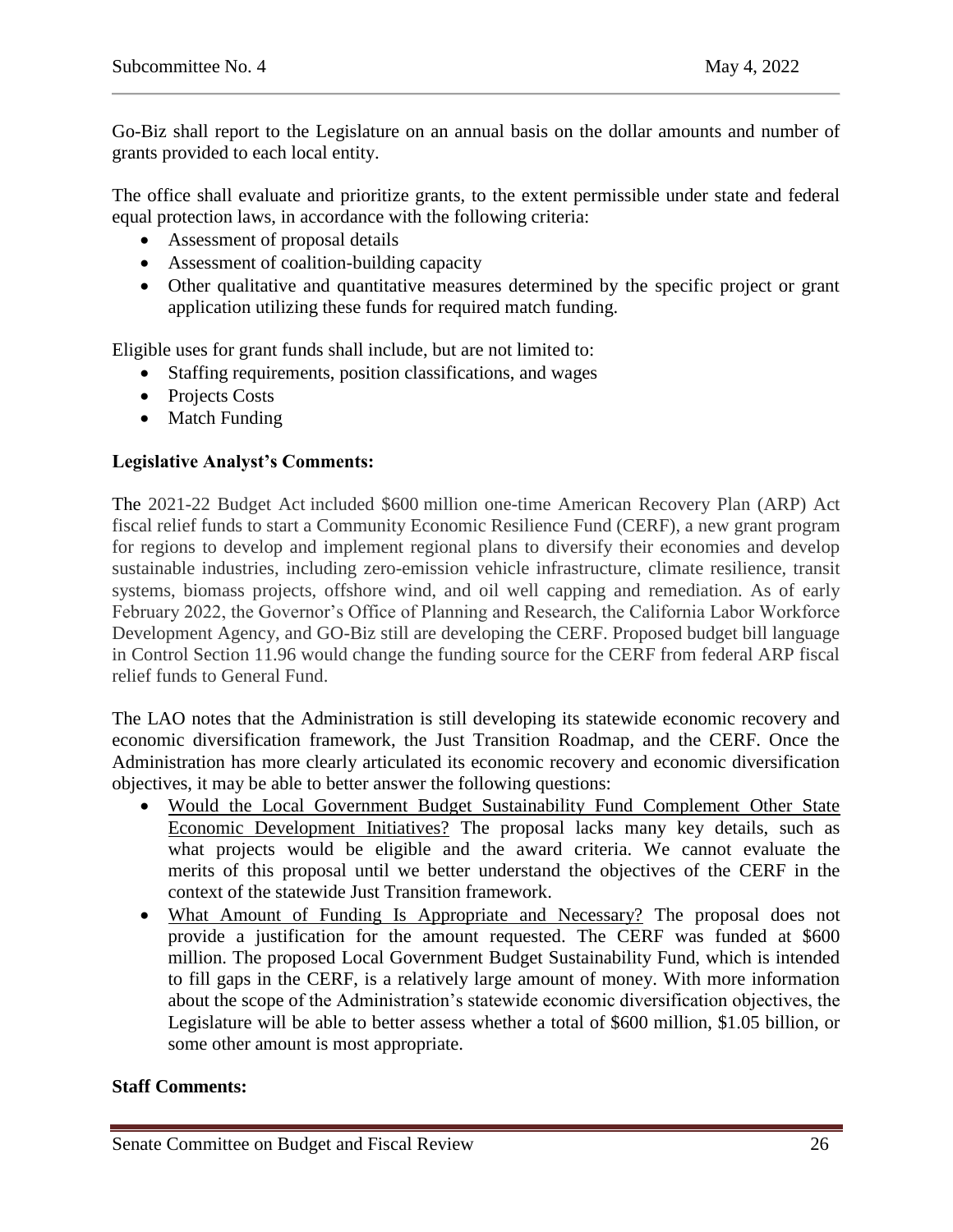Go-Biz shall report to the Legislature on an annual basis on the dollar amounts and number of grants provided to each local entity.

The office shall evaluate and prioritize grants, to the extent permissible under state and federal equal protection laws, in accordance with the following criteria:

- Assessment of proposal details
- Assessment of coalition-building capacity
- Other qualitative and quantitative measures determined by the specific project or grant application utilizing these funds for required match funding.

Eligible uses for grant funds shall include, but are not limited to:

- Staffing requirements, position classifications, and wages
- Projects Costs
- Match Funding

**Legislative Analyst's Comments:**

The 2021-22 Budget Act included $600 million one-time American Recovery Plan (ARP) Act fiscal relief funds to start a Community Economic Resilience Fund (CERF), a new grant program for regions to develop and implement regional plans to diversify their economies and develop sustainable industries, including zero-emission vehicle infrastructure, climate resilience, transit systems, biomass projects, offshore wind, and oil well capping and remediation. As of early February 2022, the Governor's Office of Planning and Research, the California Labor Workforce Development Agency, and GO-Biz still are developing the CERF. Proposed budget bill language in Control Section 11.96 would change the funding source for the CERF from federal ARP fiscal relief funds to General Fund.

The LAO notes that the Administration is still developing its statewide economic recovery and economic diversification framework, the Just Transition Roadmap, and the CERF. Once the Administration has more clearly articulated its economic recovery and economic diversification objectives, it may be able to better answer the following questions:

- Would the Local Government Budget Sustainability Fund Complement Other State Economic Development Initiatives? The proposal lacks many key details, such as what projects would be eligible and the award criteria. We cannot evaluate the merits of this proposal until we better understand the objectives of the CERF in the context of the statewide Just Transition framework.
- What Amount of Funding Is Appropriate and Necessary? The proposal does not provide a justification for the amount requested. The CERF was funded at $600 million. The proposed Local Government Budget Sustainability Fund, which is intended to fill gaps in the CERF, is a relatively large amount of money. With more information about the scope of the Administration's statewide economic diversification objectives, the Legislature will be able to better assess whether a total of $600 million, $1.05 billion, or some other amount is most appropriate.

**Staff Comments:**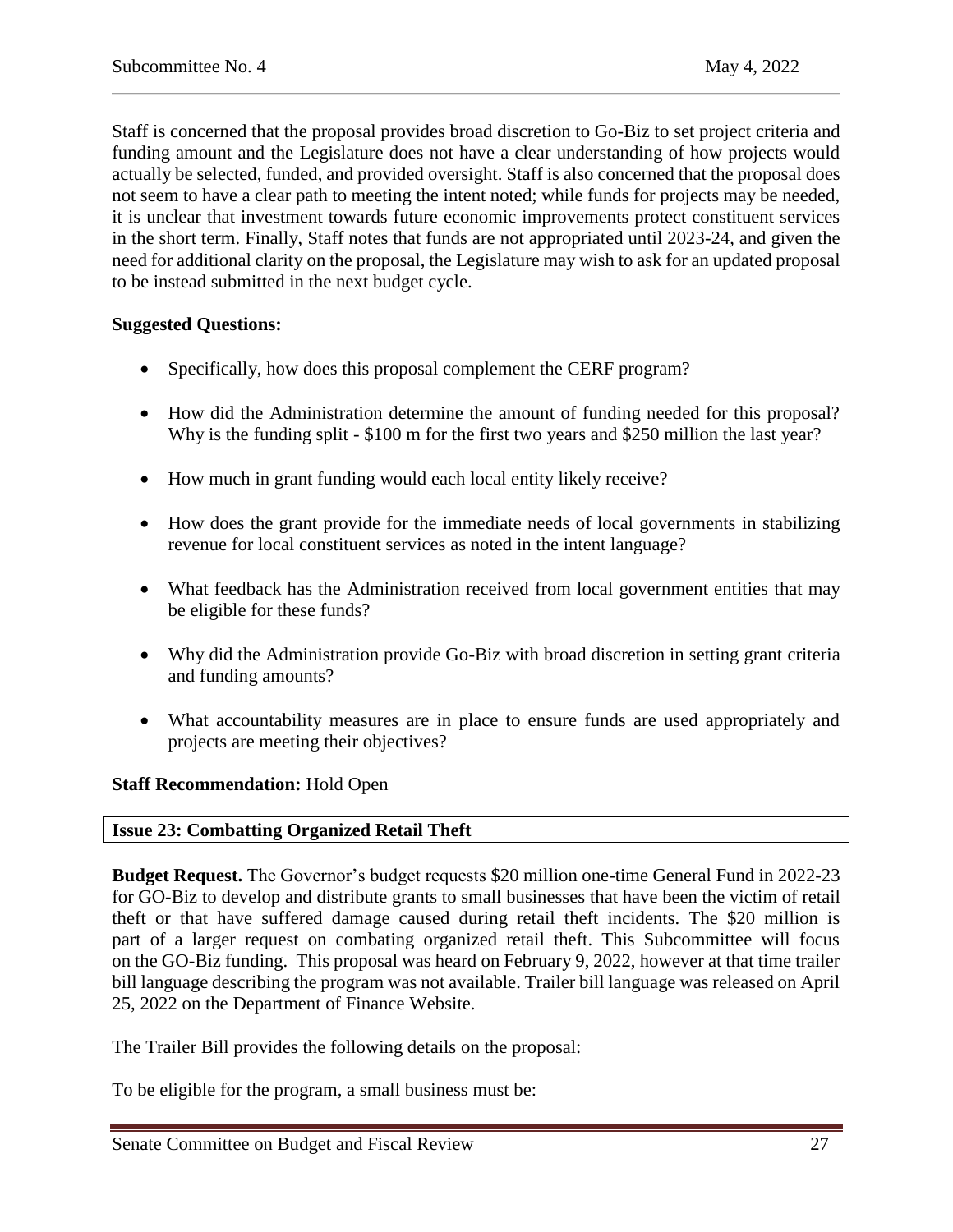Staff is concerned that the proposal provides broad discretion to Go-Biz to set project criteria and funding amount and the Legislature does not have a clear understanding of how projects would actually be selected, funded, and provided oversight. Staff is also concerned that the proposal does not seem to have a clear path to meeting the intent noted; while funds for projects may be needed, it is unclear that investment towards future economic improvements protect constituent services in the short term. Finally, Staff notes that funds are not appropriated until 2023-24, and given the need for additional clarity on the proposal, the Legislature may wish to ask for an updated proposal to be instead submitted in the next budget cycle.

**Suggested Questions:**

- Specifically, how does this proposal complement the CERF program?
- How did the Administration determine the amount of funding needed for this proposal? Why is the funding split - $100 m for the first two years and $250 million the last year?
- How much in grant funding would each local entity likely receive?
- How does the grant provide for the immediate needs of local governments in stabilizing revenue for local constituent services as noted in the intent language?
- What feedback has the Administration received from local government entities that may be eligible for these funds?
- Why did the Administration provide Go-Biz with broad discretion in setting grant criteria and funding amounts?
- What accountability measures are in place to ensure funds are used appropriately and projects are meeting their objectives?

**Staff Recommendation:** Hold Open

## Issue 23: Combatting Organized Retail Theft

**Budget Request.** The Governor's budget requests $20 million one-time General Fund in 2022-23 for GO-Biz to develop and distribute grants to small businesses that have been the victim of retail theft or that have suffered damage caused during retail theft incidents. The $20 million is part of a larger request on combating organized retail theft. This Subcommittee will focus on the GO-Biz funding. This proposal was heard on February 9, 2022, however at that time trailer bill language describing the program was not available. Trailer bill language was released on April 25, 2022 on the Department of Finance Website.

The Trailer Bill provides the following details on the proposal:

To be eligible for the program, a small business must be: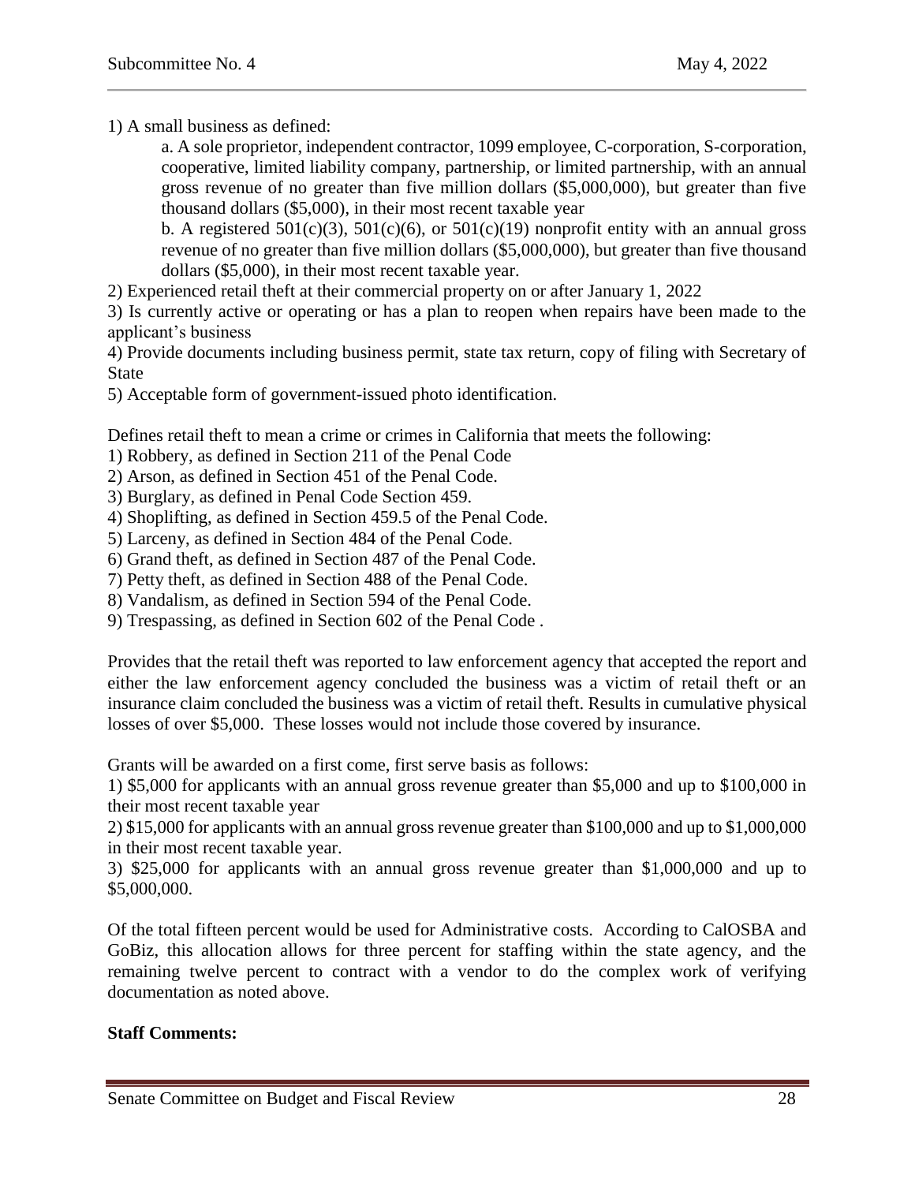1) A small business as defined:

   a. A sole proprietor, independent contractor, 1099 employee, C-corporation, S-corporation, cooperative, limited liability company, partnership, or limited partnership, with an annual gross revenue of no greater than five million dollars ($5,000,000), but greater than five thousand dollars ($5,000), in their most recent taxable year

   b. A registered 501(c)(3), 501(c)(6), or 501(c)(19) nonprofit entity with an annual gross revenue of no greater than five million dollars ($5,000,000), but greater than five thousand dollars ($5,000), in their most recent taxable year.

2) Experienced retail theft at their commercial property on or after January 1, 2022

3) Is currently active or operating or has a plan to reopen when repairs have been made to the applicant's business

4) Provide documents including business permit, state tax return, copy of filing with Secretary of State

5) Acceptable form of government-issued photo identification.

Defines retail theft to mean a crime or crimes in California that meets the following:

1) Robbery, as defined in Section 211 of the Penal Code
2) Arson, as defined in Section 451 of the Penal Code.
3) Burglary, as defined in Penal Code Section 459.
4) Shoplifting, as defined in Section 459.5 of the Penal Code.
5) Larceny, as defined in Section 484 of the Penal Code.
6) Grand theft, as defined in Section 487 of the Penal Code.
7) Petty theft, as defined in Section 488 of the Penal Code.
8) Vandalism, as defined in Section 594 of the Penal Code.
9) Trespassing, as defined in Section 602 of the Penal Code .

Provides that the retail theft was reported to law enforcement agency that accepted the report and either the law enforcement agency concluded the business was a victim of retail theft or an insurance claim concluded the business was a victim of retail theft. Results in cumulative physical losses of over $5,000. These losses would not include those covered by insurance.

Grants will be awarded on a first come, first serve basis as follows:

1) $5,000 for applicants with an annual gross revenue greater than $5,000 and up to $100,000 in their most recent taxable year
2) $15,000 for applicants with an annual gross revenue greater than $100,000 and up to $1,000,000 in their most recent taxable year.
3) $25,000 for applicants with an annual gross revenue greater than $1,000,000 and up to $5,000,000.

Of the total fifteen percent would be used for Administrative costs. According to CalOSBA and GoBiz, this allocation allows for three percent for staffing within the state agency, and the remaining twelve percent to contract with a vendor to do the complex work of verifying documentation as noted above.

**Staff Comments:**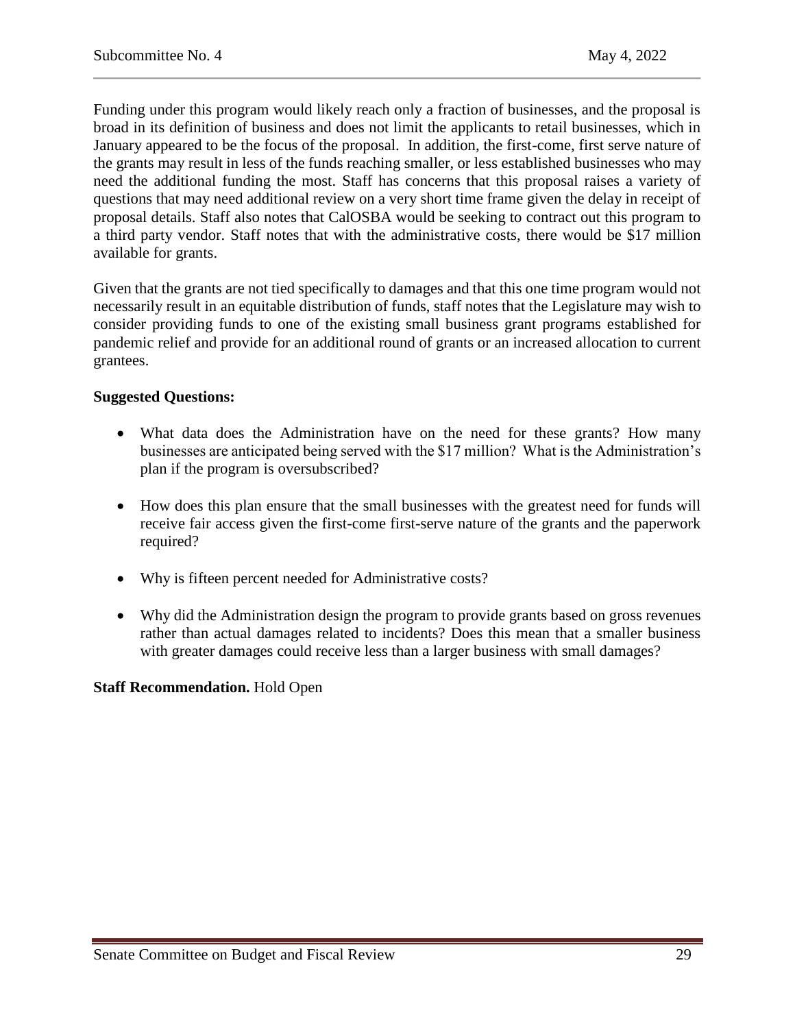Funding under this program would likely reach only a fraction of businesses, and the proposal is broad in its definition of business and does not limit the applicants to retail businesses, which in January appeared to be the focus of the proposal. In addition, the first-come, first serve nature of the grants may result in less of the funds reaching smaller, or less established businesses who may need the additional funding the most. Staff has concerns that this proposal raises a variety of questions that may need additional review on a very short time frame given the delay in receipt of proposal details. Staff also notes that CalOSBA would be seeking to contract out this program to a third party vendor. Staff notes that with the administrative costs, there would be $17 million available for grants.

Given that the grants are not tied specifically to damages and that this one time program would not necessarily result in an equitable distribution of funds, staff notes that the Legislature may wish to consider providing funds to one of the existing small business grant programs established for pandemic relief and provide for an additional round of grants or an increased allocation to current grantees.

**Suggested Questions:**

- What data does the Administration have on the need for these grants? How many businesses are anticipated being served with the $17 million? What is the Administration's plan if the program is oversubscribed?
- How does this plan ensure that the small businesses with the greatest need for funds will receive fair access given the first-come first-serve nature of the grants and the paperwork required?
- Why is fifteen percent needed for Administrative costs?
- Why did the Administration design the program to provide grants based on gross revenues rather than actual damages related to incidents? Does this mean that a smaller business with greater damages could receive less than a larger business with small damages?

**Staff Recommendation.** Hold Open